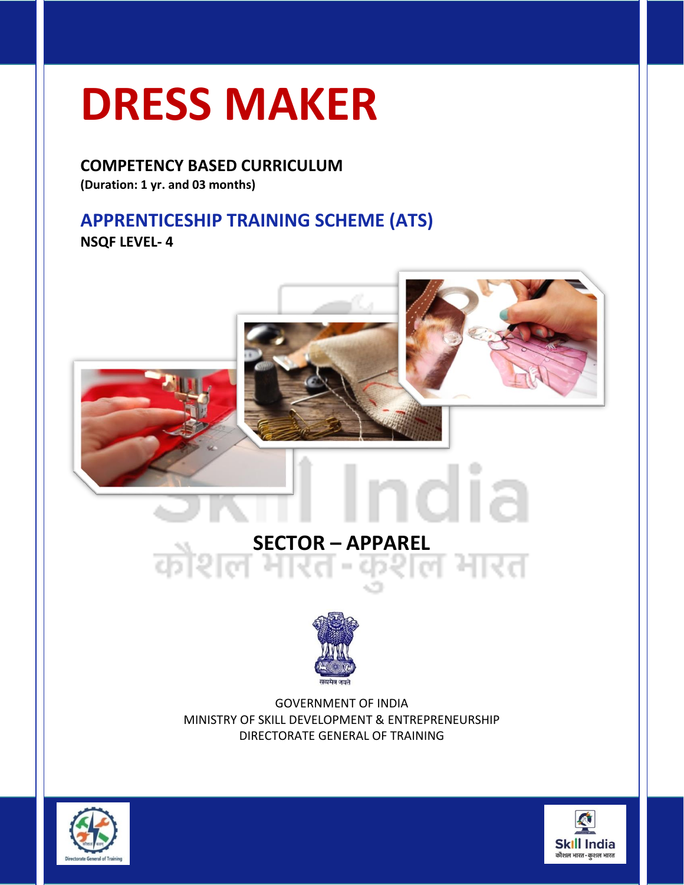# DRESS MAKER

**COMPETENCY BASED CURRICULUM**
**(Duration: 1 yr. and 03 months)**

## APPRENTICESHIP TRAINING SCHEME (ATS)

**NSQF LEVEL- 4**

## SECTOR – APPAREL

GOVERNMENT OF INDIA
MINISTRY OF SKILL DEVELOPMENT & ENTREPRENEURSHIP
DIRECTORATE GENERAL OF TRAINING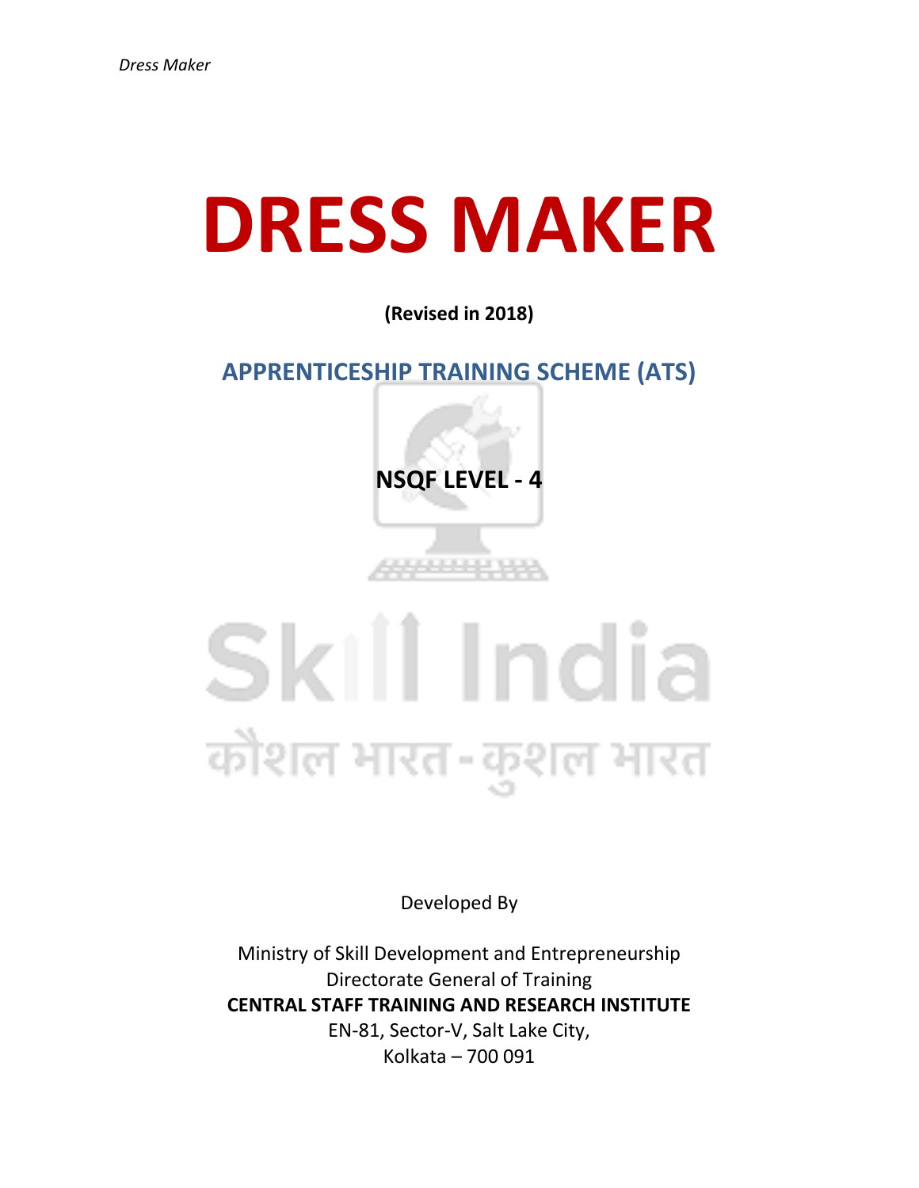# DRESS MAKER

**(Revised in 2018)**

## APPRENTICESHIP TRAINING SCHEME (ATS)

**NSQF LEVEL - 4**

Developed By

Ministry of Skill Development and Entrepreneurship
Directorate General of Training
**CENTRAL STAFF TRAINING AND RESEARCH INSTITUTE**
EN-81, Sector-V, Salt Lake City,
Kolkata – 700 091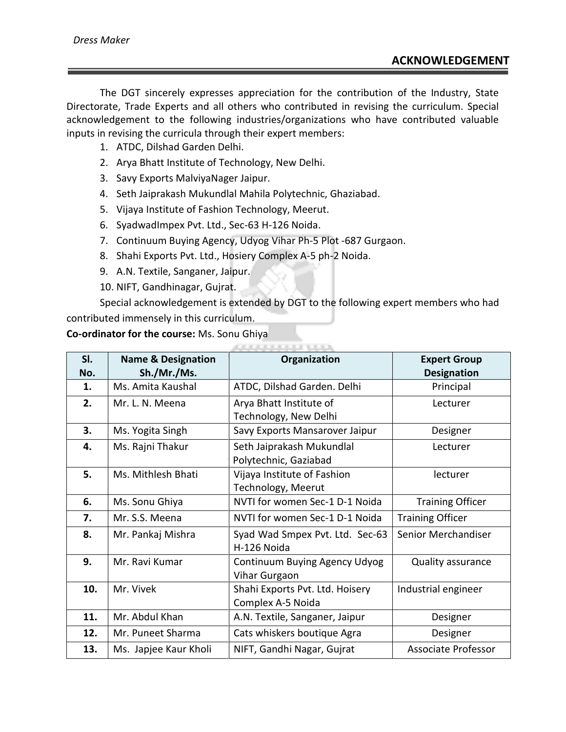## ACKNOWLEDGEMENT

The DGT sincerely expresses appreciation for the contribution of the Industry, State Directorate, Trade Experts and all others who contributed in revising the curriculum. Special acknowledgement to the following industries/organizations who have contributed valuable inputs in revising the curricula through their expert members:

1. ATDC, Dilshad Garden Delhi.
2. Arya Bhatt Institute of Technology, New Delhi.
3. Savy Exports MalviyaNager Jaipur.
4. Seth Jaiprakash Mukundlal Mahila Polytechnic, Ghaziabad.
5. Vijaya Institute of Fashion Technology, Meerut.
6. SyadwadImpex Pvt. Ltd., Sec-63 H-126 Noida.
7. Continuum Buying Agency, Udyog Vihar Ph-5 Plot -687 Gurgaon.
8. Shahi Exports Pvt. Ltd., Hosiery Complex A-5 ph-2 Noida.
9. A.N. Textile, Sanganer, Jaipur.
10. NIFT, Gandhinagar, Gujrat.

Special acknowledgement is extended by DGT to the following expert members who had contributed immensely in this curriculum.

**Co-ordinator for the course:** Ms. Sonu Ghiya

| Sl. No. | Name & Designation Sh./Mr./Ms. | Organization | Expert Group Designation |
|---|---|---|---|
| **1.** | Ms. Amita Kaushal | ATDC, Dilshad Garden. Delhi | Principal |
| **2.** | Mr. L. N. Meena | Arya Bhatt Institute of Technology, New Delhi | Lecturer |
| **3.** | Ms. Yogita Singh | Savy Exports Mansarover Jaipur | Designer |
| **4.** | Ms. Rajni Thakur | Seth Jaiprakash Mukundlal Polytechnic, Gaziabad | Lecturer |
| **5.** | Ms. Mithlesh Bhati | Vijaya Institute of Fashion Technology, Meerut | lecturer |
| **6.** | Ms. Sonu Ghiya | NVTI for women Sec-1 D-1 Noida | Training Officer |
| **7.** | Mr. S.S. Meena | NVTI for women Sec-1 D-1 Noida | Training Officer |
| **8.** | Mr. Pankaj Mishra | Syad Wad Smpex Pvt. Ltd. Sec-63 H-126 Noida | Senior Merchandiser |
| **9.** | Mr. Ravi Kumar | Continuum Buying Agency Udyog Vihar Gurgaon | Quality assurance |
| **10.** | Mr. Vivek | Shahi Exports Pvt. Ltd. Hoisery Complex A-5 Noida | Industrial engineer |
| **11.** | Mr. Abdul Khan | A.N. Textile, Sanganer, Jaipur | Designer |
| **12.** | Mr. Puneet Sharma | Cats whiskers boutique Agra | Designer |
| **13.** | Ms. Japjee Kaur Kholi | NIFT, Gandhi Nagar, Gujrat | Associate Professor |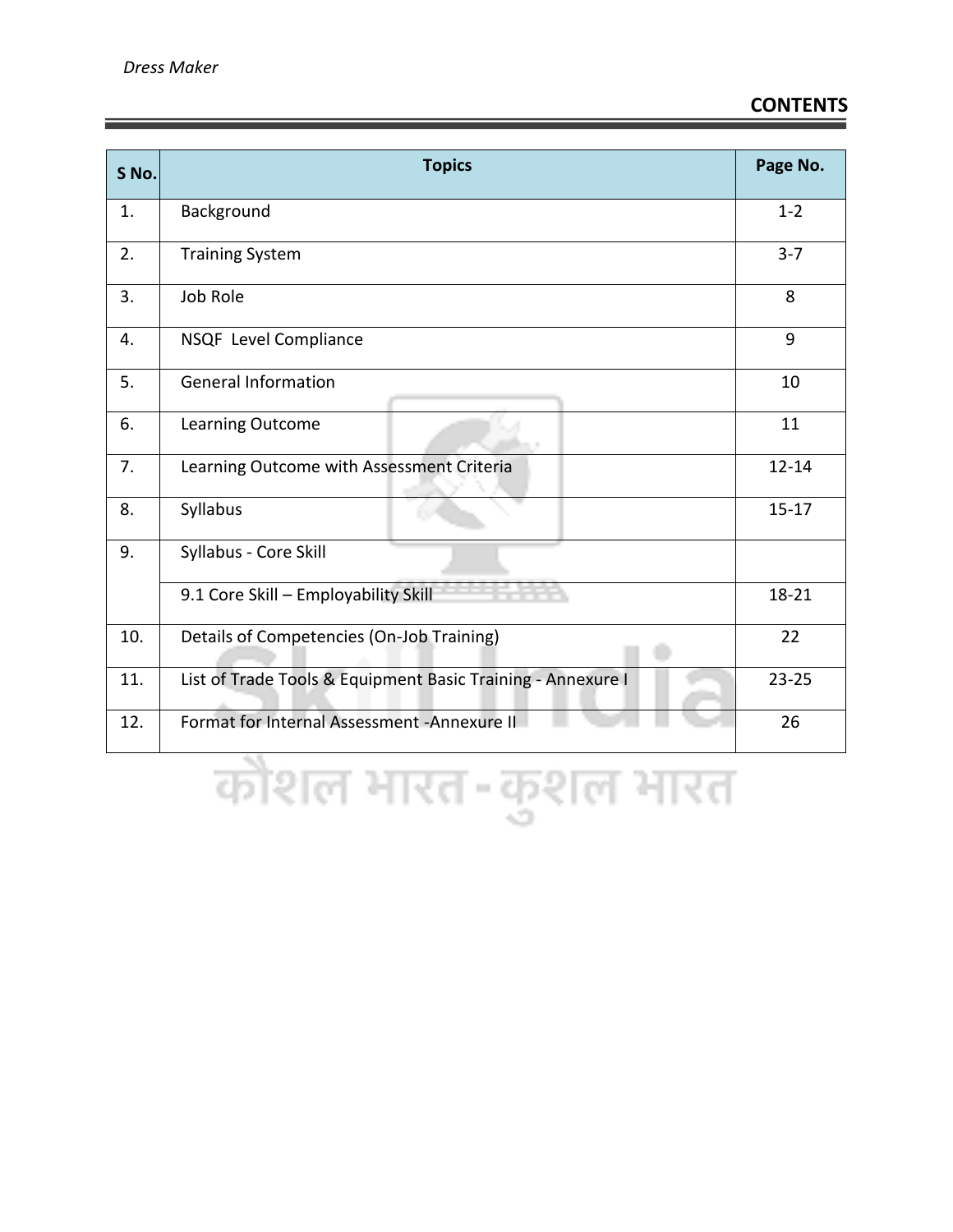# CONTENTS

| S No. | Topics | Page No. |
|---|---|---|
| 1. | Background | 1-2 |
| 2. | Training System | 3-7 |
| 3. | Job Role | 8 |
| 4. | NSQF Level Compliance | 9 |
| 5. | General Information | 10 |
| 6. | Learning Outcome | 11 |
| 7. | Learning Outcome with Assessment Criteria | 12-14 |
| 8. | Syllabus | 15-17 |
| 9. | Syllabus - Core Skill | |
| | 9.1 Core Skill – Employability Skill | 18-21 |
| 10. | Details of Competencies (On-Job Training) | 22 |
| 11. | List of Trade Tools & Equipment Basic Training - Annexure I | 23-25 |
| 12. | Format for Internal Assessment -Annexure II | 26 |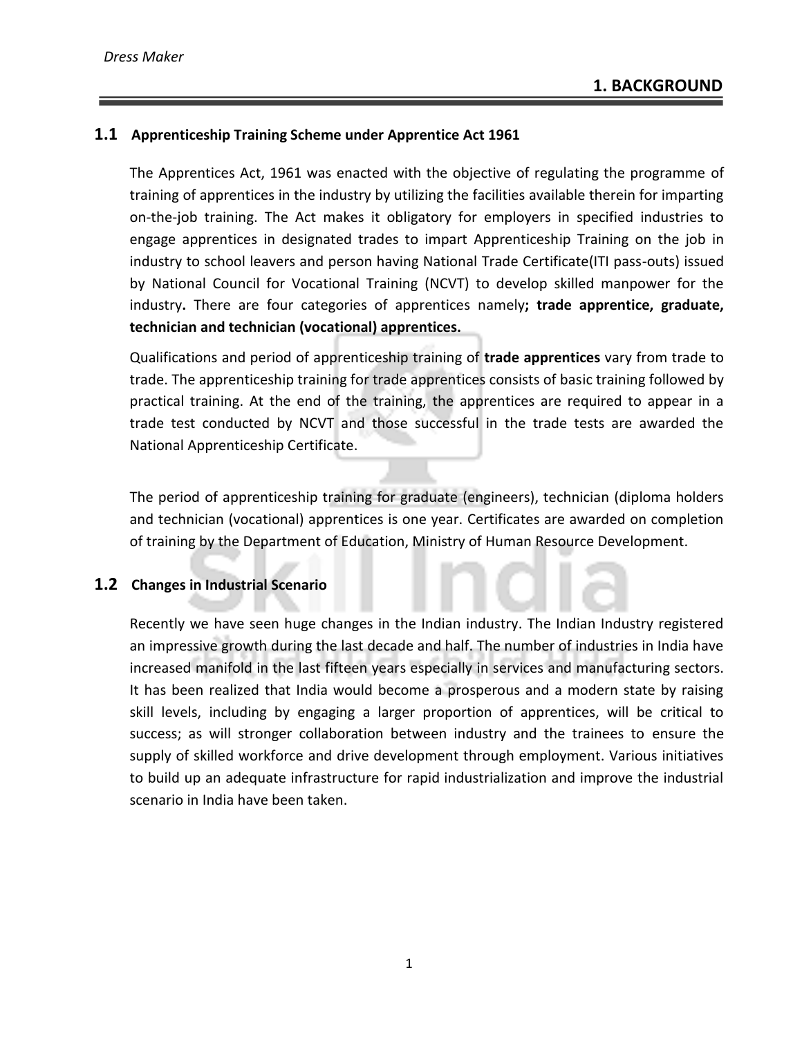# 1. BACKGROUND

## 1.1 Apprenticeship Training Scheme under Apprentice Act 1961

The Apprentices Act, 1961 was enacted with the objective of regulating the programme of training of apprentices in the industry by utilizing the facilities available therein for imparting on-the-job training. The Act makes it obligatory for employers in specified industries to engage apprentices in designated trades to impart Apprenticeship Training on the job in industry to school leavers and person having National Trade Certificate(ITI pass-outs) issued by National Council for Vocational Training (NCVT) to develop skilled manpower for the industry**.** There are four categories of apprentices namely**; trade apprentice, graduate, technician and technician (vocational) apprentices.**

Qualifications and period of apprenticeship training of **trade apprentices** vary from trade to trade. The apprenticeship training for trade apprentices consists of basic training followed by practical training. At the end of the training, the apprentices are required to appear in a trade test conducted by NCVT and those successful in the trade tests are awarded the National Apprenticeship Certificate.

The period of apprenticeship training for graduate (engineers), technician (diploma holders and technician (vocational) apprentices is one year. Certificates are awarded on completion of training by the Department of Education, Ministry of Human Resource Development.

## 1.2 Changes in Industrial Scenario

Recently we have seen huge changes in the Indian industry. The Indian Industry registered an impressive growth during the last decade and half. The number of industries in India have increased manifold in the last fifteen years especially in services and manufacturing sectors. It has been realized that India would become a prosperous and a modern state by raising skill levels, including by engaging a larger proportion of apprentices, will be critical to success; as will stronger collaboration between industry and the trainees to ensure the supply of skilled workforce and drive development through employment. Various initiatives to build up an adequate infrastructure for rapid industrialization and improve the industrial scenario in India have been taken.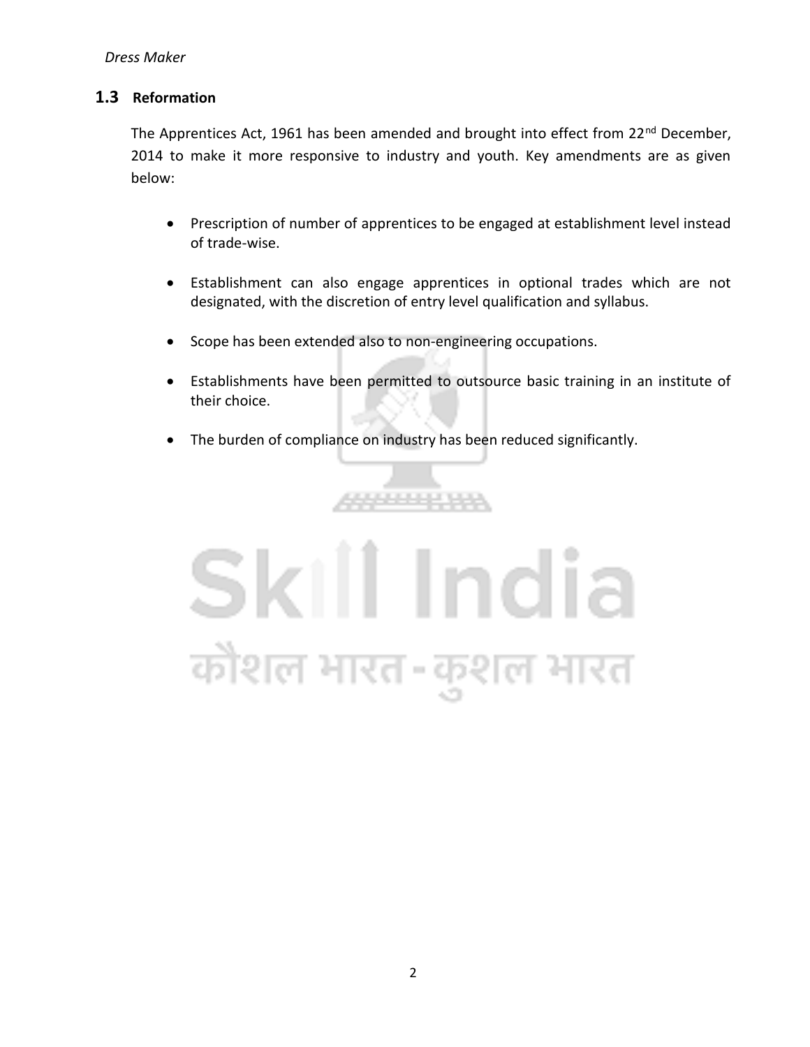## 1.3 Reformation

The Apprentices Act, 1961 has been amended and brought into effect from 22nd December, 2014 to make it more responsive to industry and youth. Key amendments are as given below:

- Prescription of number of apprentices to be engaged at establishment level instead of trade-wise.
- Establishment can also engage apprentices in optional trades which are not designated, with the discretion of entry level qualification and syllabus.
- Scope has been extended also to non-engineering occupations.
- Establishments have been permitted to outsource basic training in an institute of their choice.
- The burden of compliance on industry has been reduced significantly.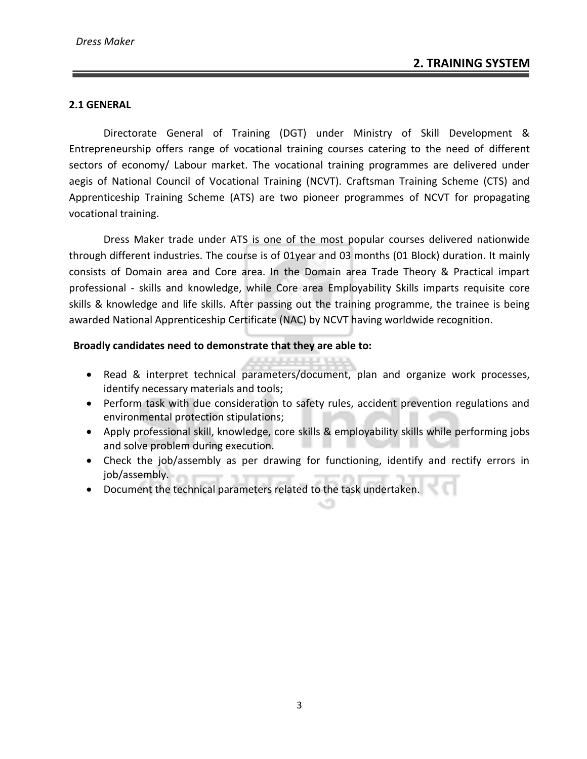## 2. TRAINING SYSTEM

### 2.1 GENERAL

Directorate General of Training (DGT) under Ministry of Skill Development & Entrepreneurship offers range of vocational training courses catering to the need of different sectors of economy/ Labour market. The vocational training programmes are delivered under aegis of National Council of Vocational Training (NCVT). Craftsman Training Scheme (CTS) and Apprenticeship Training Scheme (ATS) are two pioneer programmes of NCVT for propagating vocational training.

Dress Maker trade under ATS is one of the most popular courses delivered nationwide through different industries. The course is of 01year and 03 months (01 Block) duration. It mainly consists of Domain area and Core area. In the Domain area Trade Theory & Practical impart professional - skills and knowledge, while Core area Employability Skills imparts requisite core skills & knowledge and life skills. After passing out the training programme, the trainee is being awarded National Apprenticeship Certificate (NAC) by NCVT having worldwide recognition.

**Broadly candidates need to demonstrate that they are able to:**

- Read & interpret technical parameters/document, plan and organize work processes, identify necessary materials and tools;
- Perform task with due consideration to safety rules, accident prevention regulations and environmental protection stipulations;
- Apply professional skill, knowledge, core skills & employability skills while performing jobs and solve problem during execution.
- Check the job/assembly as per drawing for functioning, identify and rectify errors in job/assembly.
- Document the technical parameters related to the task undertaken.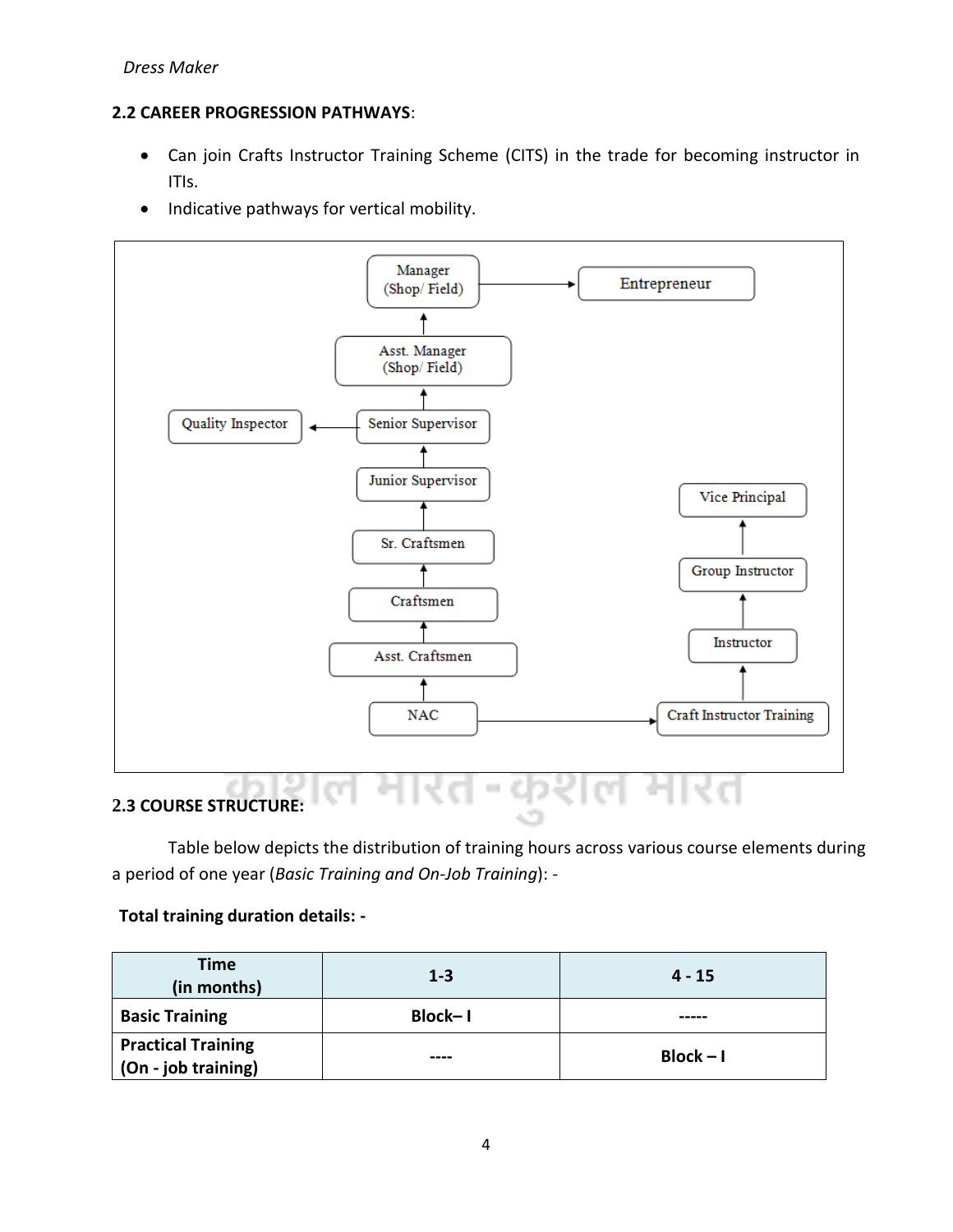## 2.2 CAREER PROGRESSION PATHWAYS:

- Can join Crafts Instructor Training Scheme (CITS) in the trade for becoming instructor in ITIs.
- Indicative pathways for vertical mobility.

Manager (Shop/ Field) → Entrepreneur

Asst. Manager (Shop/ Field)

Quality Inspector ← Senior Supervisor

Junior Supervisor

Sr. Craftsmen

Craftsmen

Asst. Craftsmen

NAC → Craft Instructor Training

Vice Principal

Group Instructor

Instructor

## 2.3 COURSE STRUCTURE:

Table below depicts the distribution of training hours across various course elements during a period of one year (*Basic Training and On-Job Training*): -

**Total training duration details: -**

| Time (in months) | 1-3 | 4 - 15 |
|---|---|---|
| **Basic Training** | **Block– I** | **-----** |
| **Practical Training (On - job training)** | **----** | **Block – I** |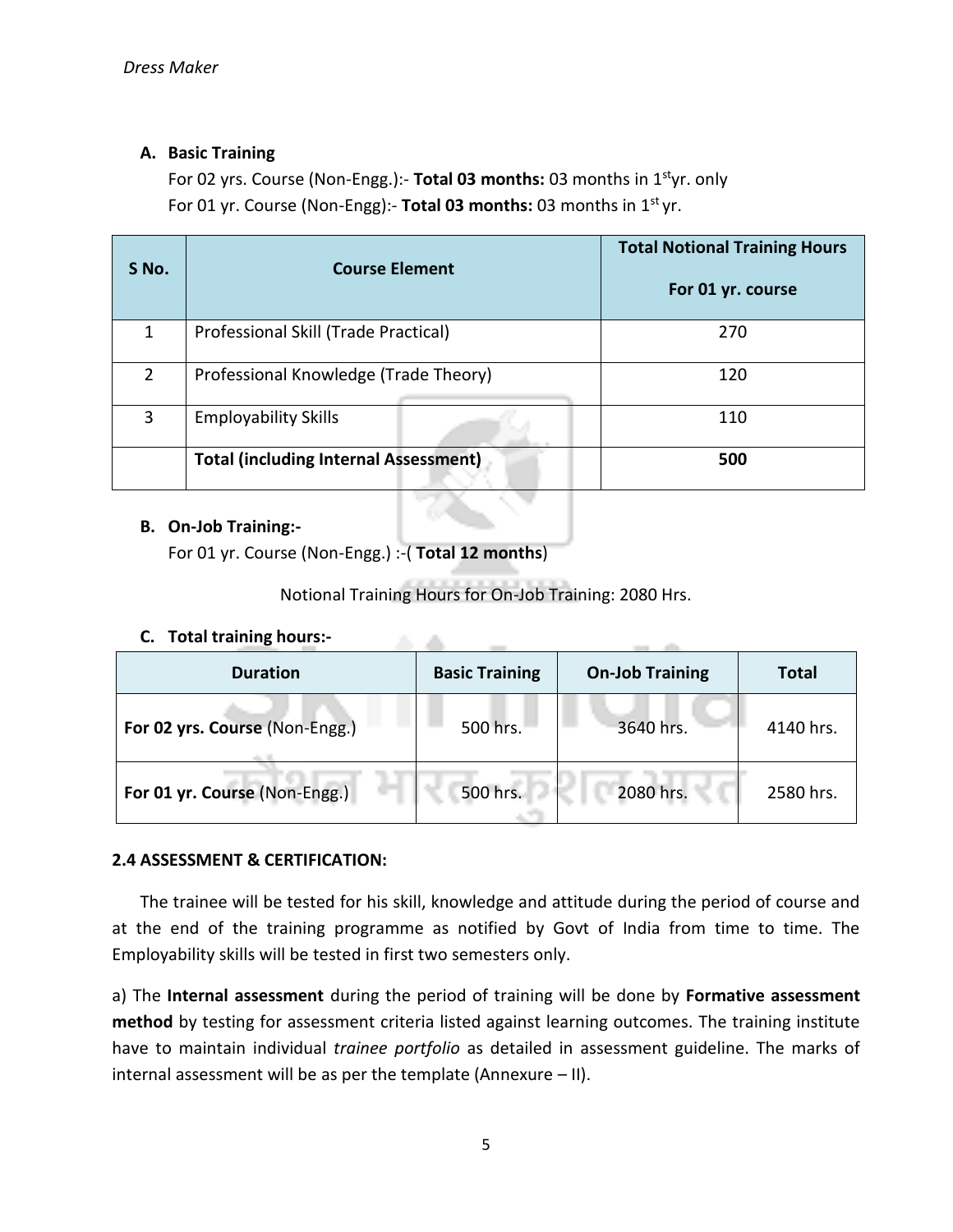**A. Basic Training**

For 02 yrs. Course (Non-Engg.):- **Total 03 months:** 03 months in 1st yr. only

For 01 yr. Course (Non-Engg):- **Total 03 months:** 03 months in 1st yr.

| S No. | Course Element | Total Notional Training Hours For 01 yr. course |
|---|---|---|
| 1 | Professional Skill (Trade Practical) | 270 |
| 2 | Professional Knowledge (Trade Theory) | 120 |
| 3 | Employability Skills | 110 |
| | **Total (including Internal Assessment)** | **500** |

**B. On-Job Training:-**

For 01 yr. Course (Non-Engg.) :-( **Total 12 months**)

Notional Training Hours for On-Job Training: 2080 Hrs.

**C. Total training hours:-**

| Duration | Basic Training | On-Job Training | Total |
|---|---|---|---|
| **For 02 yrs. Course** (Non-Engg.) | 500 hrs. | 3640 hrs. | 4140 hrs. |
| **For 01 yr. Course** (Non-Engg.) | 500 hrs. | 2080 hrs. | 2580 hrs. |

**2.4 ASSESSMENT & CERTIFICATION:**

The trainee will be tested for his skill, knowledge and attitude during the period of course and at the end of the training programme as notified by Govt of India from time to time. The Employability skills will be tested in first two semesters only.

a) The **Internal assessment** during the period of training will be done by **Formative assessment method** by testing for assessment criteria listed against learning outcomes. The training institute have to maintain individual *trainee portfolio* as detailed in assessment guideline. The marks of internal assessment will be as per the template (Annexure – II).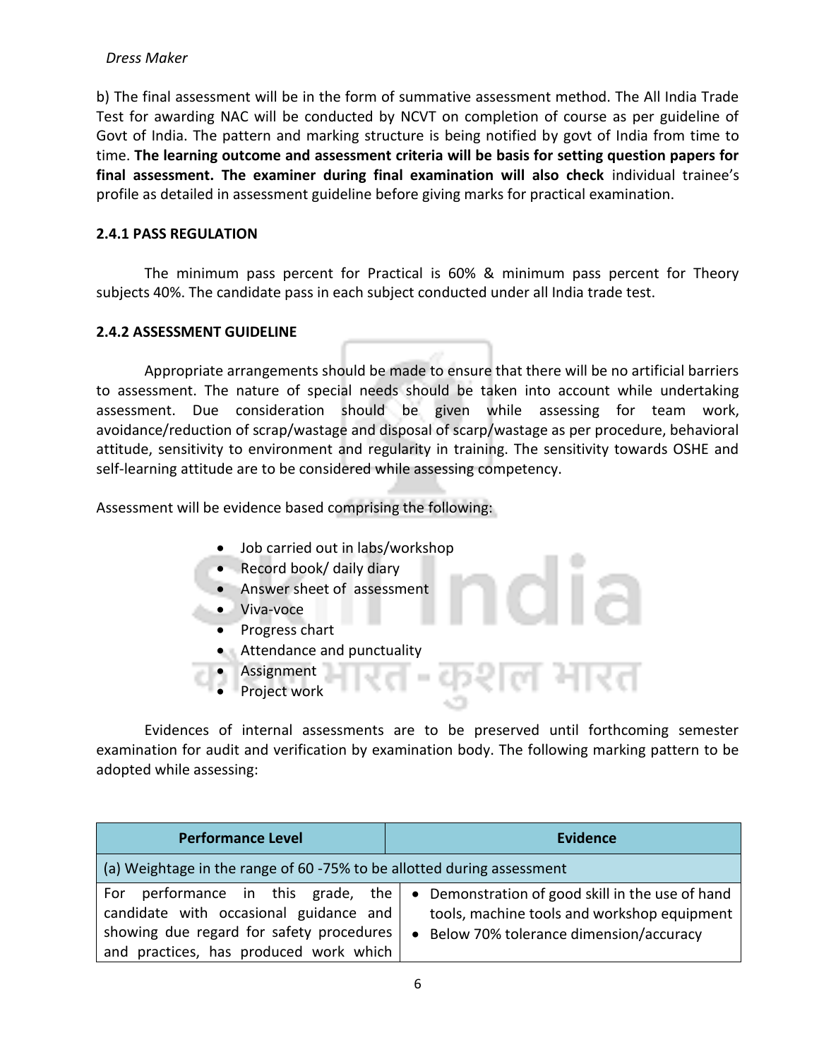b) The final assessment will be in the form of summative assessment method. The All India Trade Test for awarding NAC will be conducted by NCVT on completion of course as per guideline of Govt of India. The pattern and marking structure is being notified by govt of India from time to time. **The learning outcome and assessment criteria will be basis for setting question papers for final assessment. The examiner during final examination will also check** individual trainee's profile as detailed in assessment guideline before giving marks for practical examination.

### 2.4.1 PASS REGULATION

The minimum pass percent for Practical is 60% & minimum pass percent for Theory subjects 40%. The candidate pass in each subject conducted under all India trade test.

### 2.4.2 ASSESSMENT GUIDELINE

Appropriate arrangements should be made to ensure that there will be no artificial barriers to assessment. The nature of special needs should be taken into account while undertaking assessment. Due consideration should be given while assessing for team work, avoidance/reduction of scrap/wastage and disposal of scarp/wastage as per procedure, behavioral attitude, sensitivity to environment and regularity in training. The sensitivity towards OSHE and self-learning attitude are to be considered while assessing competency.

Assessment will be evidence based comprising the following:

- Job carried out in labs/workshop
- Record book/ daily diary
- Answer sheet of assessment
- Viva-voce
- Progress chart
- Attendance and punctuality
- Assignment
- Project work

Evidences of internal assessments are to be preserved until forthcoming semester examination for audit and verification by examination body. The following marking pattern to be adopted while assessing:

| Performance Level | Evidence |
| --- | --- |
| (a) Weightage in the range of 60 -75% to be allotted during assessment | |
| For performance in this grade, the candidate with occasional guidance and showing due regard for safety procedures and practices, has produced work which | • Demonstration of good skill in the use of hand tools, machine tools and workshop equipment<br>• Below 70% tolerance dimension/accuracy |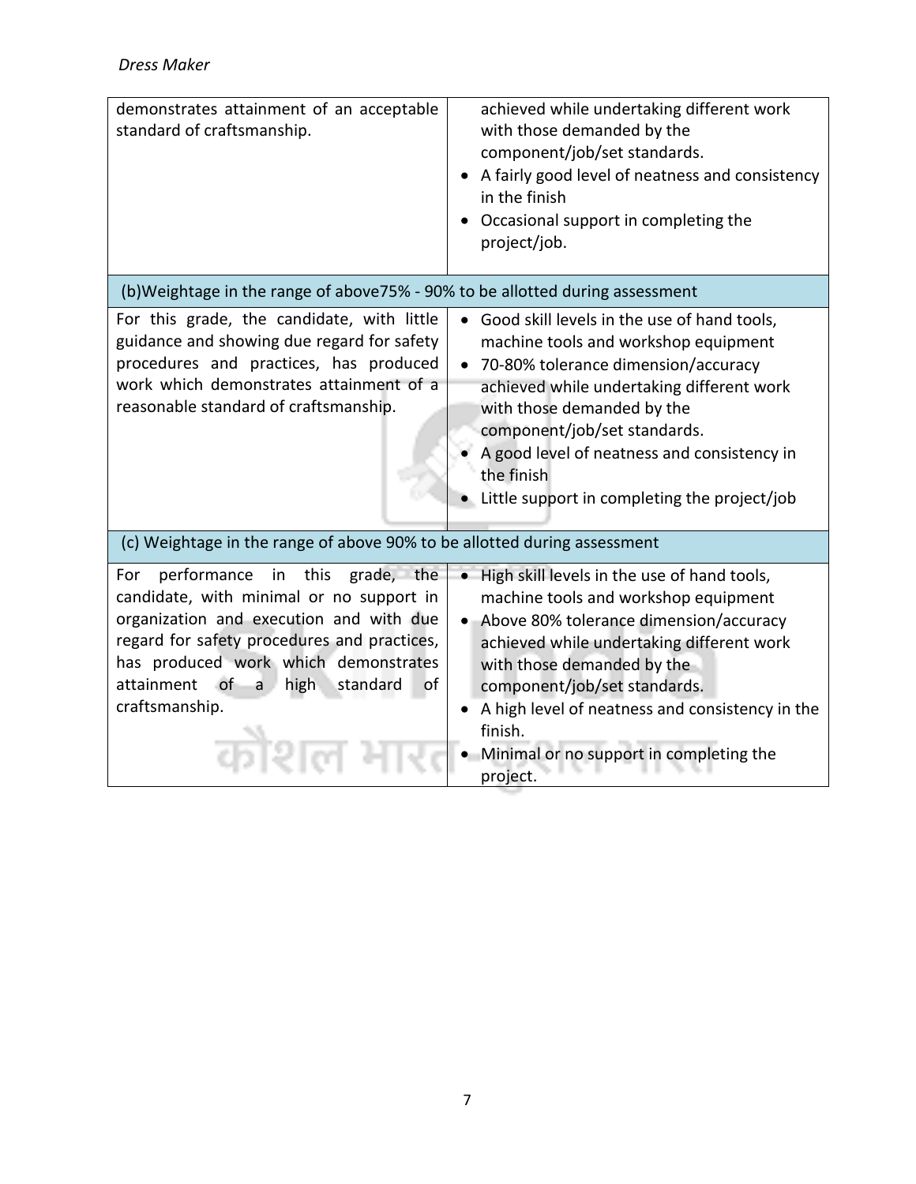| | |
|---|---|
| demonstrates attainment of an acceptable standard of craftsmanship. | achieved while undertaking different work with those demanded by the component/job/set standards.<br>• A fairly good level of neatness and consistency in the finish<br>• Occasional support in completing the project/job. |
| **(b)Weightage in the range of above75% - 90% to be allotted during assessment** | |
| For this grade, the candidate, with little guidance and showing due regard for safety procedures and practices, has produced work which demonstrates attainment of a reasonable standard of craftsmanship. | • Good skill levels in the use of hand tools, machine tools and workshop equipment<br>• 70-80% tolerance dimension/accuracy achieved while undertaking different work with those demanded by the component/job/set standards.<br>• A good level of neatness and consistency in the finish<br>• Little support in completing the project/job |
| **(c) Weightage in the range of above 90% to be allotted during assessment** | |
| For performance in this grade, the candidate, with minimal or no support in organization and execution and with due regard for safety procedures and practices, has produced work which demonstrates attainment of a high standard of craftsmanship. | • High skill levels in the use of hand tools, machine tools and workshop equipment<br>• Above 80% tolerance dimension/accuracy achieved while undertaking different work with those demanded by the component/job/set standards.<br>• A high level of neatness and consistency in the finish.<br>• Minimal or no support in completing the project. |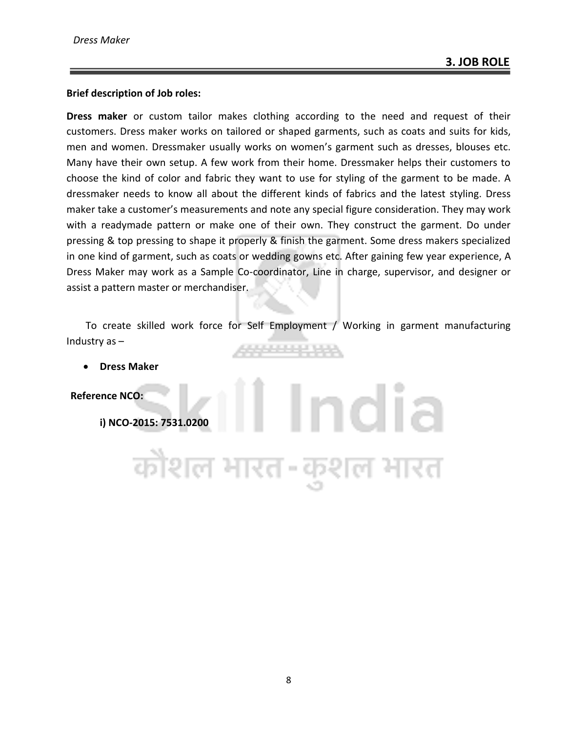## 3. JOB ROLE

**Brief description of Job roles:**

**Dress maker** or custom tailor makes clothing according to the need and request of their customers. Dress maker works on tailored or shaped garments, such as coats and suits for kids, men and women. Dressmaker usually works on women's garment such as dresses, blouses etc. Many have their own setup. A few work from their home. Dressmaker helps their customers to choose the kind of color and fabric they want to use for styling of the garment to be made. A dressmaker needs to know all about the different kinds of fabrics and the latest styling. Dress maker take a customer's measurements and note any special figure consideration. They may work with a readymade pattern or make one of their own. They construct the garment. Do under pressing & top pressing to shape it properly & finish the garment. Some dress makers specialized in one kind of garment, such as coats or wedding gowns etc. After gaining few year experience, A Dress Maker may work as a Sample Co-coordinator, Line in charge, supervisor, and designer or assist a pattern master or merchandiser.

To create skilled work force for Self Employment / Working in garment manufacturing Industry as –

- **Dress Maker**

**Reference NCO:**

**i) NCO-2015: 7531.0200**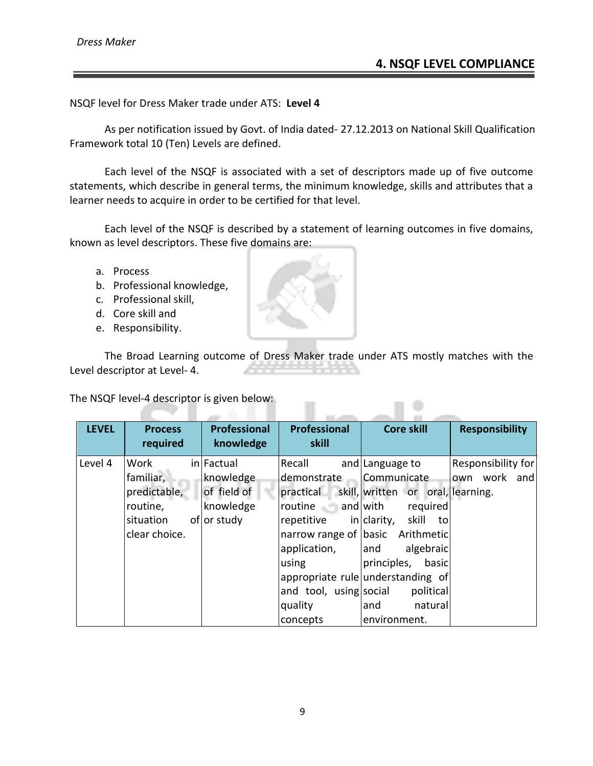## 4. NSQF LEVEL COMPLIANCE

NSQF level for Dress Maker trade under ATS: **Level 4**

As per notification issued by Govt. of India dated- 27.12.2013 on National Skill Qualification Framework total 10 (Ten) Levels are defined.

Each level of the NSQF is associated with a set of descriptors made up of five outcome statements, which describe in general terms, the minimum knowledge, skills and attributes that a learner needs to acquire in order to be certified for that level.

Each level of the NSQF is described by a statement of learning outcomes in five domains, known as level descriptors. These five domains are:

a. Process
b. Professional knowledge,
c. Professional skill,
d. Core skill and
e. Responsibility.

The Broad Learning outcome of Dress Maker trade under ATS mostly matches with the Level descriptor at Level- 4.

The NSQF level-4 descriptor is given below:

| LEVEL | Process required | Professional knowledge | Professional skill | Core skill | Responsibility |
|---|---|---|---|---|---|
| Level 4 | Work in familiar, predictable, routine, situation of clear choice. | Factual knowledge of field of knowledge or study | Recall and demonstrate practical skill, routine and repetitive in narrow range of application, using appropriate rule and tool, using quality concepts | Language to Communicate written or oral, with required clarity, skill to basic Arithmetic and algebraic principles, basic understanding of social political and natural environment. | Responsibility for own work and learning. |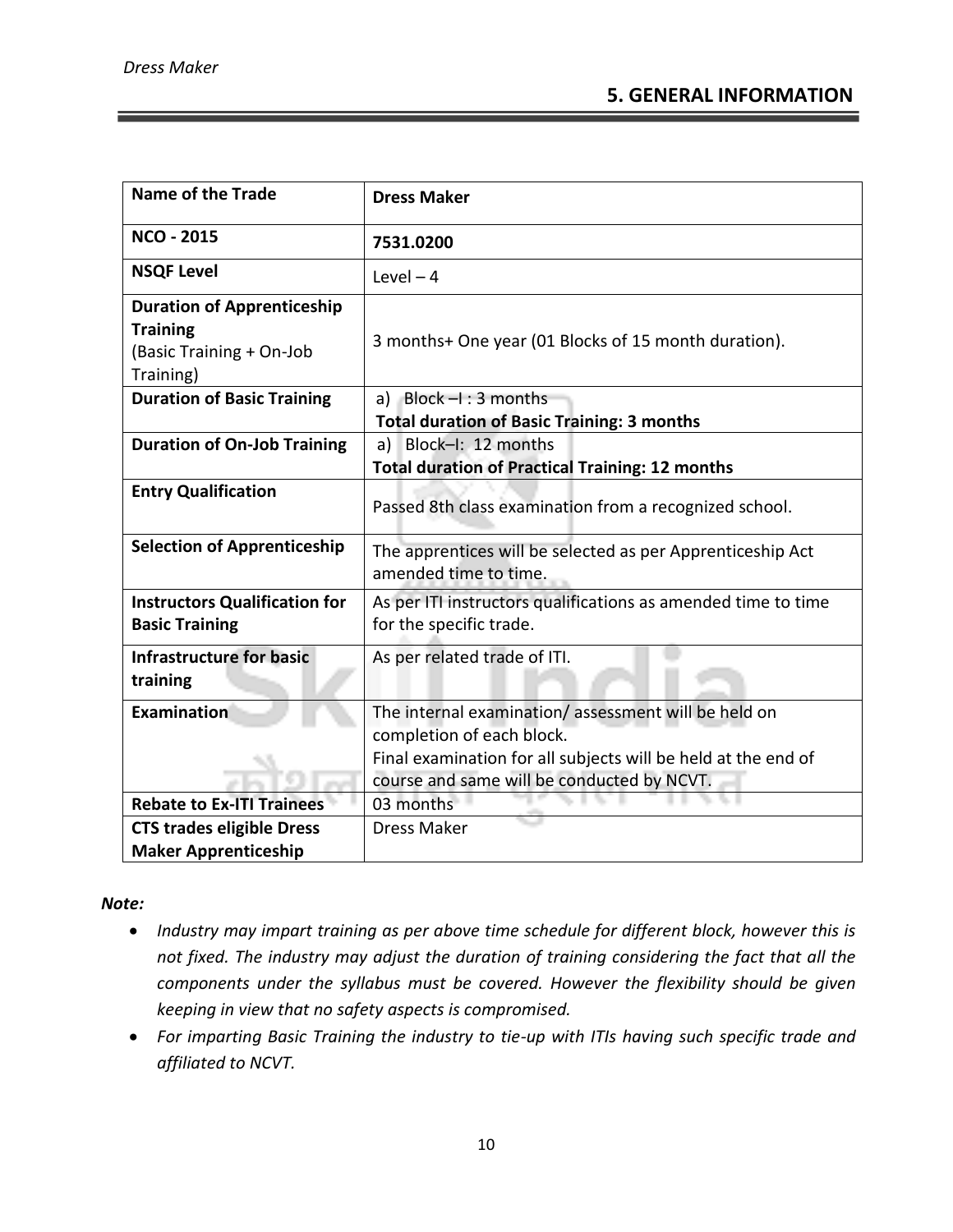## 5. GENERAL INFORMATION

| Name of the Trade | **Dress Maker** |
|---|---|
| **NCO - 2015** | **7531.0200** |
| **NSQF Level** | Level – 4 |
| **Duration of Apprenticeship Training** (Basic Training + On-Job Training) | 3 months+ One year (01 Blocks of 15 month duration). |
| **Duration of Basic Training** | a) Block –I : 3 months<br>**Total duration of Basic Training: 3 months** |
| **Duration of On-Job Training** | a) Block–I: 12 months<br>**Total duration of Practical Training: 12 months** |
| **Entry Qualification** | Passed 8th class examination from a recognized school. |
| **Selection of Apprenticeship** | The apprentices will be selected as per Apprenticeship Act amended time to time. |
| **Instructors Qualification for Basic Training** | As per ITI instructors qualifications as amended time to time for the specific trade. |
| **Infrastructure for basic training** | As per related trade of ITI. |
| **Examination** | The internal examination/ assessment will be held on completion of each block.<br>Final examination for all subjects will be held at the end of course and same will be conducted by NCVT. |
| **Rebate to Ex-ITI Trainees** | 03 months |
| **CTS trades eligible Dress Maker Apprenticeship** | Dress Maker |

***Note:***

- *Industry may impart training as per above time schedule for different block, however this is not fixed. The industry may adjust the duration of training considering the fact that all the components under the syllabus must be covered. However the flexibility should be given keeping in view that no safety aspects is compromised.*
- *For imparting Basic Training the industry to tie-up with ITIs having such specific trade and affiliated to NCVT.*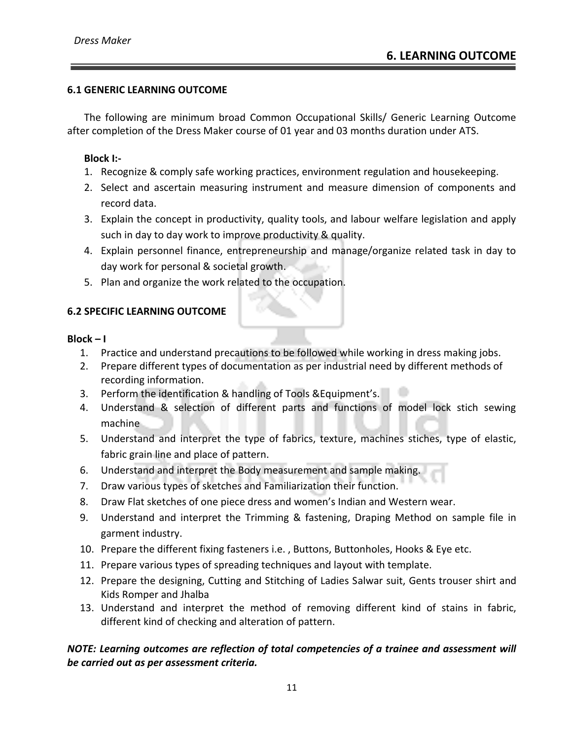# 6. LEARNING OUTCOME

### 6.1 GENERIC LEARNING OUTCOME

The following are minimum broad Common Occupational Skills/ Generic Learning Outcome after completion of the Dress Maker course of 01 year and 03 months duration under ATS.

**Block I:-**

1. Recognize & comply safe working practices, environment regulation and housekeeping.
2. Select and ascertain measuring instrument and measure dimension of components and record data.
3. Explain the concept in productivity, quality tools, and labour welfare legislation and apply such in day to day work to improve productivity & quality.
4. Explain personnel finance, entrepreneurship and manage/organize related task in day to day work for personal & societal growth.
5. Plan and organize the work related to the occupation.

### 6.2 SPECIFIC LEARNING OUTCOME

**Block – I**

1. Practice and understand precautions to be followed while working in dress making jobs.
2. Prepare different types of documentation as per industrial need by different methods of recording information.
3. Perform the identification & handling of Tools &Equipment's.
4. Understand & selection of different parts and functions of model lock stich sewing machine
5. Understand and interpret the type of fabrics, texture, machines stiches, type of elastic, fabric grain line and place of pattern.
6. Understand and interpret the Body measurement and sample making.
7. Draw various types of sketches and Familiarization their function.
8. Draw Flat sketches of one piece dress and women's Indian and Western wear.
9. Understand and interpret the Trimming & fastening, Draping Method on sample file in garment industry.
10. Prepare the different fixing fasteners i.e. , Buttons, Buttonholes, Hooks & Eye etc.
11. Prepare various types of spreading techniques and layout with template.
12. Prepare the designing, Cutting and Stitching of Ladies Salwar suit, Gents trouser shirt and Kids Romper and Jhalba
13. Understand and interpret the method of removing different kind of stains in fabric, different kind of checking and alteration of pattern.

***NOTE: Learning outcomes are reflection of total competencies of a trainee and assessment will be carried out as per assessment criteria.***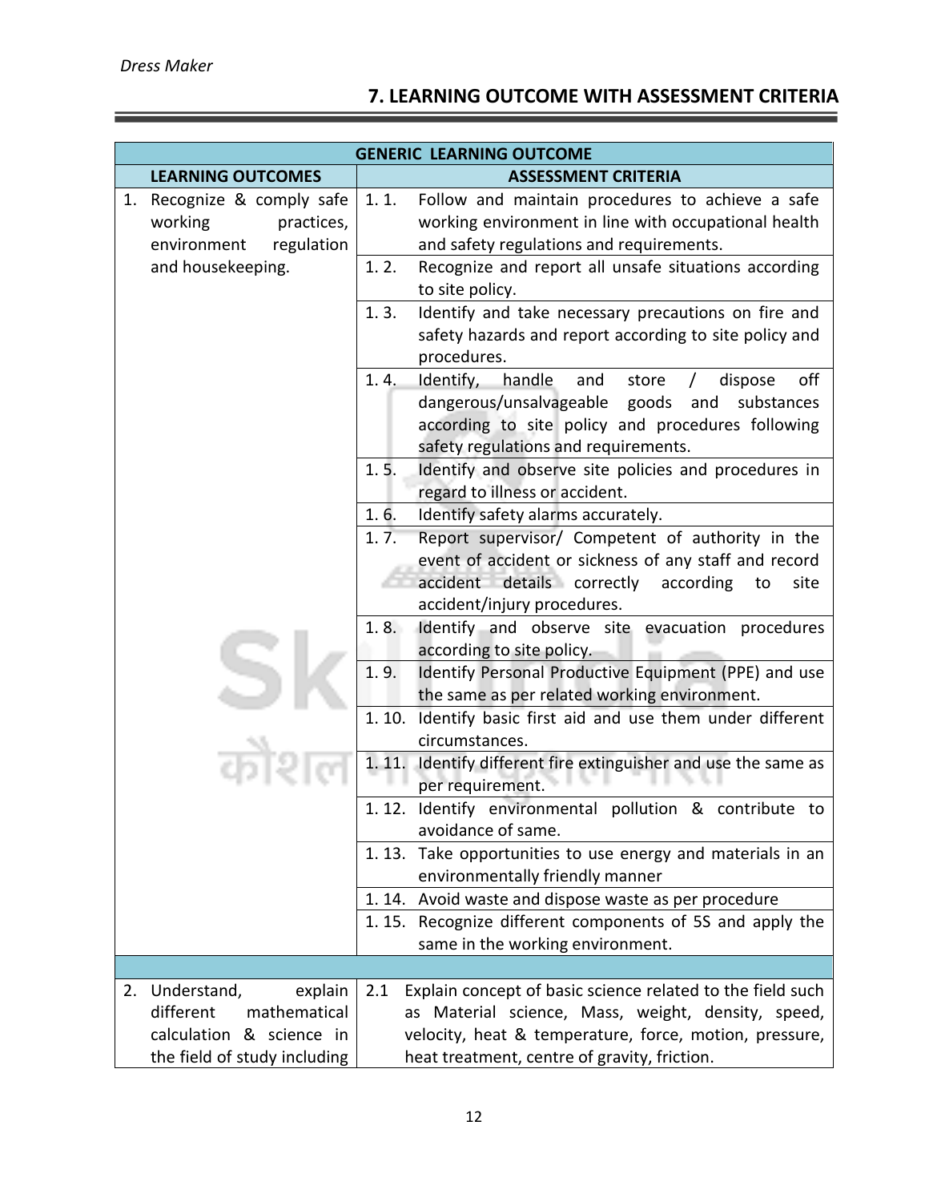## 7. LEARNING OUTCOME WITH ASSESSMENT CRITERIA

| GENERIC LEARNING OUTCOME | |
|---|---|
| **LEARNING OUTCOMES** | **ASSESSMENT CRITERIA** |
| 1. Recognize & comply safe working practices, environment regulation and housekeeping. | 1. 1. Follow and maintain procedures to achieve a safe working environment in line with occupational health and safety regulations and requirements. |
| | 1. 2. Recognize and report all unsafe situations according to site policy. |
| | 1. 3. Identify and take necessary precautions on fire and safety hazards and report according to site policy and procedures. |
| | 1. 4. Identify, handle and store / dispose off dangerous/unsalvageable goods and substances according to site policy and procedures following safety regulations and requirements. |
| | 1. 5. Identify and observe site policies and procedures in regard to illness or accident. |
| | 1. 6. Identify safety alarms accurately. |
| | 1. 7. Report supervisor/ Competent of authority in the event of accident or sickness of any staff and record accident details correctly according to site accident/injury procedures. |
| | 1. 8. Identify and observe site evacuation procedures according to site policy. |
| | 1. 9. Identify Personal Productive Equipment (PPE) and use the same as per related working environment. |
| | 1. 10. Identify basic first aid and use them under different circumstances. |
| | 1. 11. Identify different fire extinguisher and use the same as per requirement. |
| | 1. 12. Identify environmental pollution & contribute to avoidance of same. |
| | 1. 13. Take opportunities to use energy and materials in an environmentally friendly manner |
| | 1. 14. Avoid waste and dispose waste as per procedure |
| | 1. 15. Recognize different components of 5S and apply the same in the working environment. |
| | |
| 2. Understand, explain different mathematical calculation & science in the field of study including | 2.1 Explain concept of basic science related to the field such as Material science, Mass, weight, density, speed, velocity, heat & temperature, force, motion, pressure, heat treatment, centre of gravity, friction. |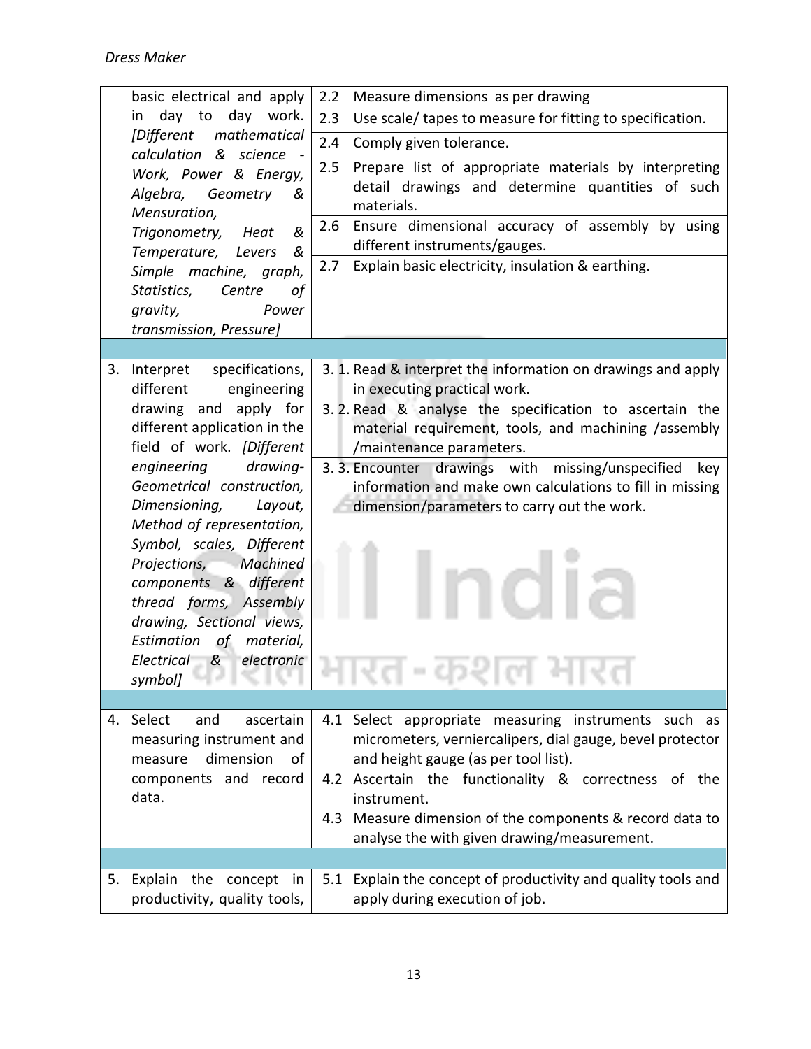| | |
|---|---|
| basic electrical and apply in day to day work. *[Different mathematical calculation & science - Work, Power & Energy, Algebra, Geometry & Mensuration, Trigonometry, Heat & Temperature, Levers & Simple machine, graph, Statistics, Centre of gravity, Power transmission, Pressure]* | 2.2 Measure dimensions as per drawing |
| | 2.3 Use scale/ tapes to measure for fitting to specification. |
| | 2.4 Comply given tolerance. |
| | 2.5 Prepare list of appropriate materials by interpreting detail drawings and determine quantities of such materials. |
| | 2.6 Ensure dimensional accuracy of assembly by using different instruments/gauges. |
| | 2.7 Explain basic electricity, insulation & earthing. |
| | |
| 3. Interpret specifications, different engineering drawing and apply for different application in the field of work. *[Different engineering drawing- Geometrical construction, Dimensioning, Layout, Method of representation, Symbol, scales, Different Projections, Machined components & different thread forms, Assembly drawing, Sectional views, Estimation of material, Electrical & electronic symbol]* | 3. 1. Read & interpret the information on drawings and apply in executing practical work. |
| | 3. 2. Read & analyse the specification to ascertain the material requirement, tools, and machining /assembly /maintenance parameters. |
| | 3. 3. Encounter drawings with missing/unspecified key information and make own calculations to fill in missing dimension/parameters to carry out the work. |
| | |
| 4. Select and ascertain measuring instrument and measure dimension of components and record data. | 4.1 Select appropriate measuring instruments such as micrometers, verniercalipers, dial gauge, bevel protector and height gauge (as per tool list). |
| | 4.2 Ascertain the functionality & correctness of the instrument. |
| | 4.3 Measure dimension of the components & record data to analyse the with given drawing/measurement. |
| | |
| 5. Explain the concept in productivity, quality tools, | 5.1 Explain the concept of productivity and quality tools and apply during execution of job. |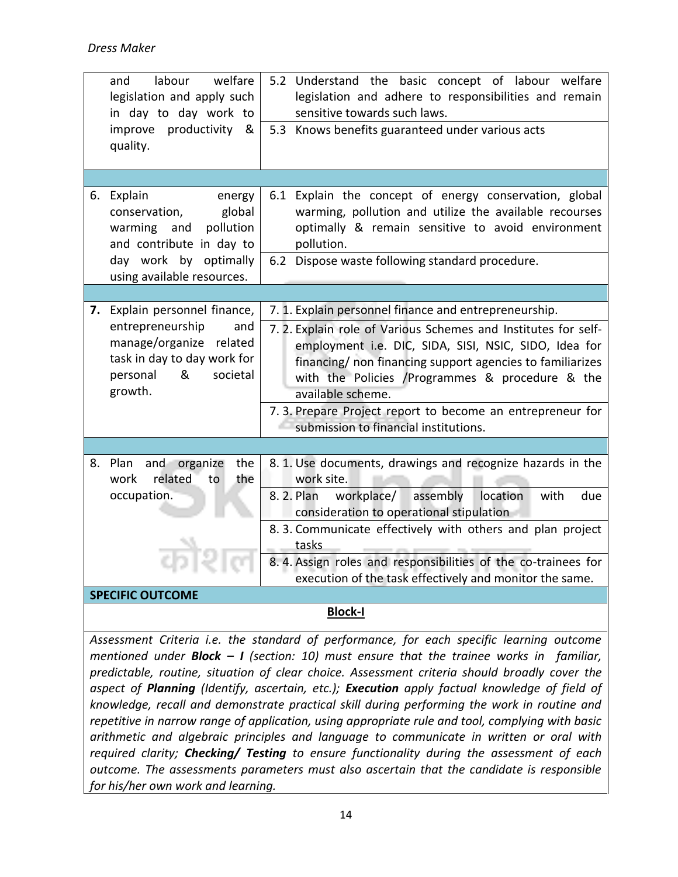| | |
|---|---|
| and labour welfare legislation and apply such in day to day work to improve productivity & quality. | 5.2 Understand the basic concept of labour welfare legislation and adhere to responsibilities and remain sensitive towards such laws. |
| | 5.3 Knows benefits guaranteed under various acts |
| | |
| 6. Explain energy conservation, global warming and pollution and contribute in day to day work by optimally using available resources. | 6.1 Explain the concept of energy conservation, global warming, pollution and utilize the available recourses optimally & remain sensitive to avoid environment pollution. |
| | 6.2 Dispose waste following standard procedure. |
| | |
| **7.** Explain personnel finance, entrepreneurship and manage/organize related task in day to day work for personal & societal growth. | 7. 1. Explain personnel finance and entrepreneurship. |
| | 7. 2. Explain role of Various Schemes and Institutes for self-employment i.e. DIC, SIDA, SISI, NSIC, SIDO, Idea for financing/ non financing support agencies to familiarizes with the Policies /Programmes & procedure & the available scheme. |
| | 7. 3. Prepare Project report to become an entrepreneur for submission to financial institutions. |
| | |
| 8. Plan and organize the work related to the occupation. | 8. 1. Use documents, drawings and recognize hazards in the work site. |
| | 8. 2. Plan workplace/ assembly location with due consideration to operational stipulation |
| | 8. 3. Communicate effectively with others and plan project tasks |
| | 8. 4. Assign roles and responsibilities of the co-trainees for execution of the task effectively and monitor the same. |
| **SPECIFIC OUTCOME** | |

**Block-I**

*Assessment Criteria i.e. the standard of performance, for each specific learning outcome mentioned under **Block – I** (section: 10) must ensure that the trainee works in familiar, predictable, routine, situation of clear choice. Assessment criteria should broadly cover the aspect of **Planning** (Identify, ascertain, etc.); **Execution** apply factual knowledge of field of knowledge, recall and demonstrate practical skill during performing the work in routine and repetitive in narrow range of application, using appropriate rule and tool, complying with basic arithmetic and algebraic principles and language to communicate in written or oral with required clarity; **Checking/ Testing** to ensure functionality during the assessment of each outcome. The assessments parameters must also ascertain that the candidate is responsible for his/her own work and learning.*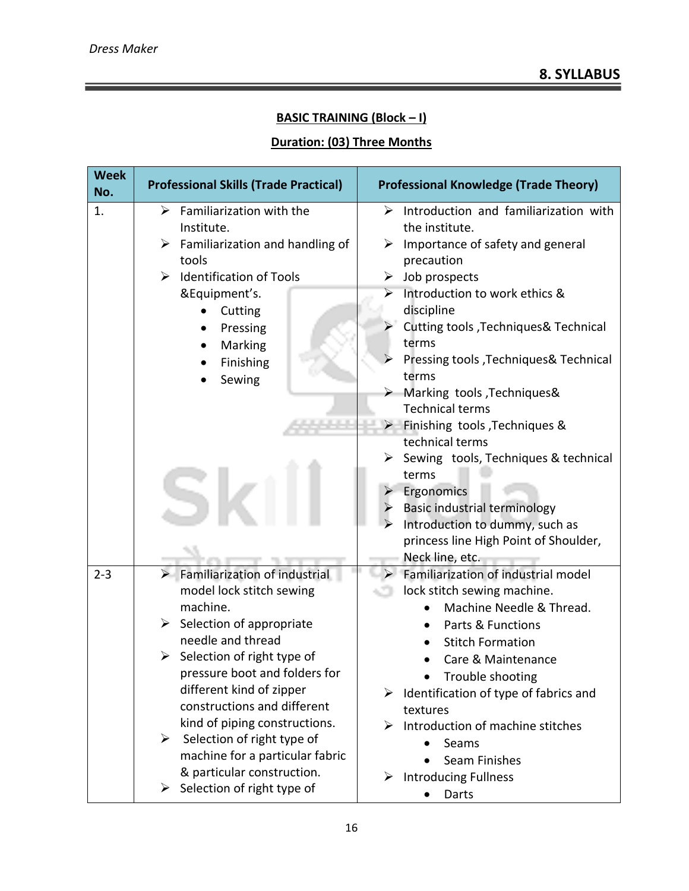## 8. SYLLABUS

**BASIC TRAINING (Block – I)**

**Duration: (03) Three Months**

| Week No. | Professional Skills (Trade Practical) | Professional Knowledge (Trade Theory) |
|---|---|---|
| 1. | ➢ Familiarization with the Institute.<br>➢ Familiarization and handling of tools<br>➢ Identification of Tools &Equipment's.<br>• Cutting<br>• Pressing<br>• Marking<br>• Finishing<br>• Sewing | ➢ Introduction and familiarization with the institute.<br>➢ Importance of safety and general precaution<br>➢ Job prospects<br>➢ Introduction to work ethics & discipline<br>➢ Cutting tools ,Techniques& Technical terms<br>➢ Pressing tools ,Techniques& Technical terms<br>➢ Marking tools ,Techniques& Technical terms<br>➢ Finishing tools ,Techniques & technical terms<br>➢ Sewing tools, Techniques & technical terms<br>➢ Ergonomics<br>➢ Basic industrial terminology<br>➢ Introduction to dummy, such as princess line High Point of Shoulder, Neck line, etc. |
| 2-3 | ➢ Familiarization of industrial model lock stitch sewing machine.<br>➢ Selection of appropriate needle and thread<br>➢ Selection of right type of pressure boot and folders for different kind of zipper constructions and different kind of piping constructions.<br>➢ Selection of right type of machine for a particular fabric & particular construction.<br>➢ Selection of right type of | ➢ Familiarization of industrial model lock stitch sewing machine.<br>• Machine Needle & Thread.<br>• Parts & Functions<br>• Stitch Formation<br>• Care & Maintenance<br>• Trouble shooting<br>➢ Identification of type of fabrics and textures<br>➢ Introduction of machine stitches<br>• Seams<br>• Seam Finishes<br>➢ Introducing Fullness<br>• Darts |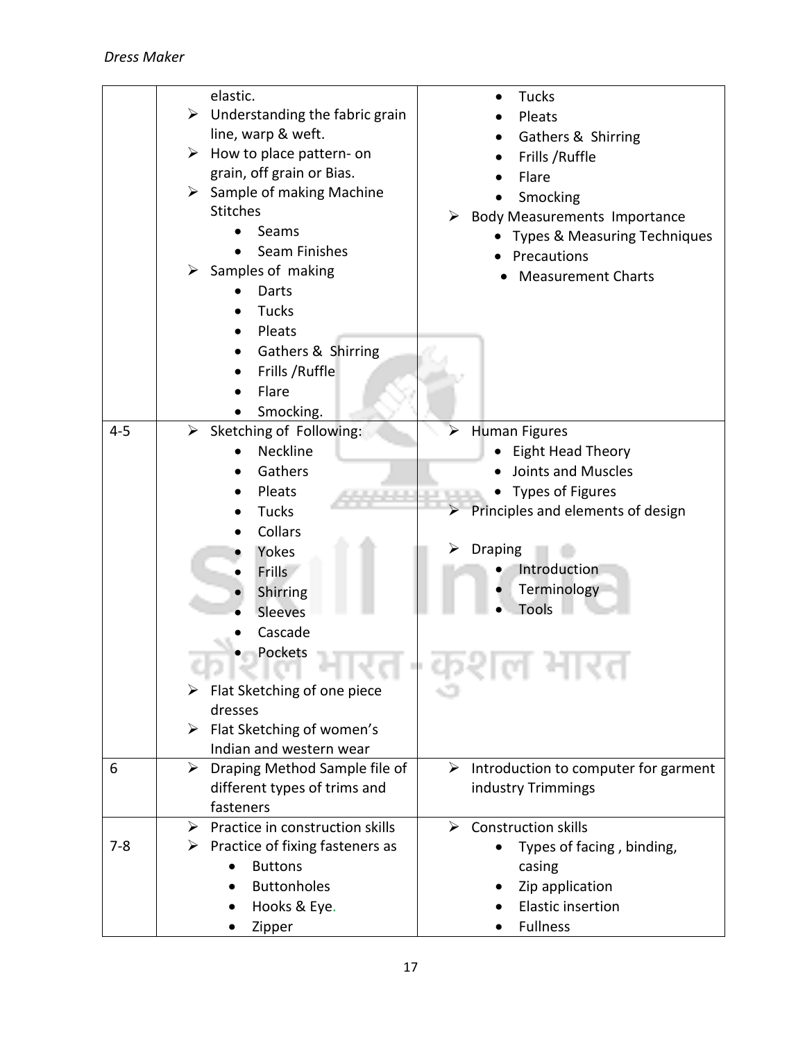|  |  |  |
|---|---|---|
|  | elastic.<br>➢ Understanding the fabric grain line, warp & weft.<br>➢ How to place pattern- on grain, off grain or Bias.<br>➢ Sample of making Machine Stitches<br>• Seams<br>• Seam Finishes<br>➢ Samples of making<br>• Darts<br>• Tucks<br>• Pleats<br>• Gathers & Shirring<br>• Frills /Ruffle<br>• Flare<br>• Smocking. | • Tucks<br>• Pleats<br>• Gathers & Shirring<br>• Frills /Ruffle<br>• Flare<br>• Smocking<br>➢ Body Measurements Importance<br>• Types & Measuring Techniques<br>• Precautions<br>• Measurement Charts |
| 4-5 | ➢ Sketching of Following:<br>• Neckline<br>• Gathers<br>• Pleats<br>• Tucks<br>• Collars<br>• Yokes<br>• Frills<br>• Shirring<br>• Sleeves<br>• Cascade<br>• Pockets<br>➢ Flat Sketching of one piece dresses<br>➢ Flat Sketching of women's Indian and western wear | ➢ Human Figures<br>• Eight Head Theory<br>• Joints and Muscles<br>• Types of Figures<br>➢ Principles and elements of design<br>➢ Draping<br>• Introduction<br>• Terminology<br>• Tools |
| 6 | ➢ Draping Method Sample file of different types of trims and fasteners | ➢ Introduction to computer for garment industry Trimmings |
| 7-8 | ➢ Practice in construction skills<br>➢ Practice of fixing fasteners as<br>• Buttons<br>• Buttonholes<br>• Hooks & Eye.<br>• Zipper | ➢ Construction skills<br>• Types of facing , binding, casing<br>• Zip application<br>• Elastic insertion<br>• Fullness |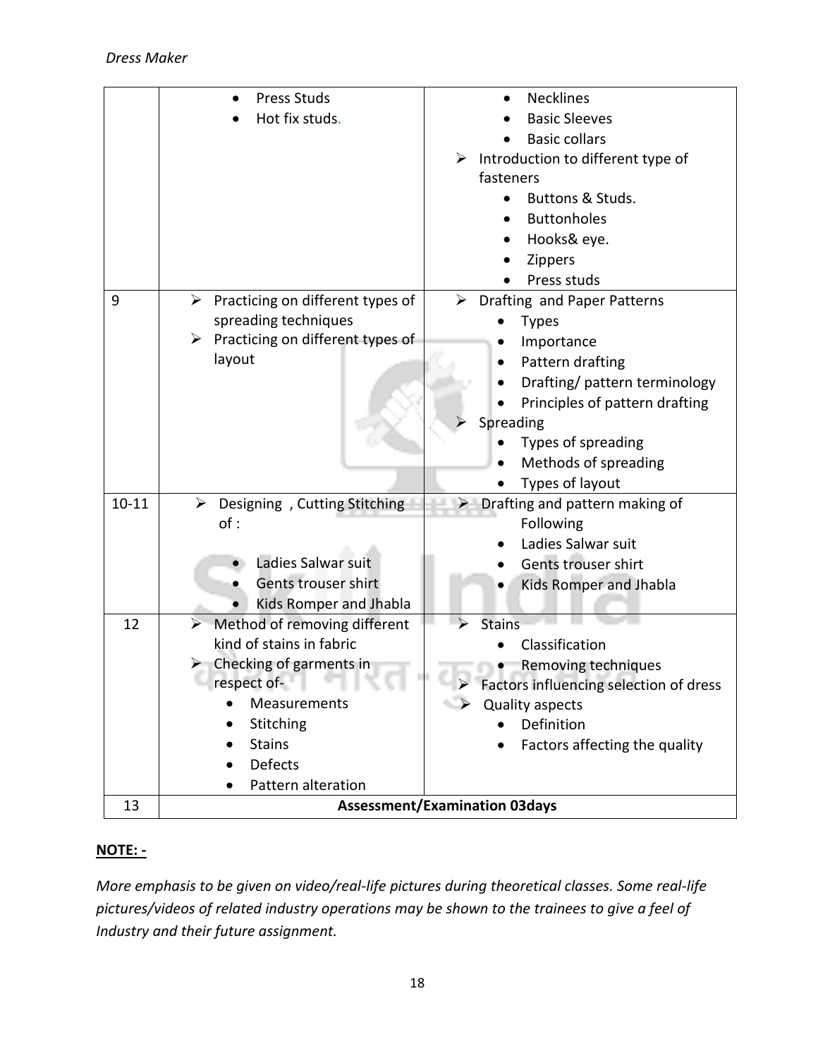| | | |
|---|---|---|
| | • Press Studs<br>• Hot fix studs. | • Necklines<br>• Basic Sleeves<br>• Basic collars<br>➢ Introduction to different type of fasteners<br>• Buttons & Studs.<br>• Buttonholes<br>• Hooks& eye.<br>• Zippers<br>• Press studs |
| 9 | ➢ Practicing on different types of spreading techniques<br>➢ Practicing on different types of layout | ➢ Drafting and Paper Patterns<br>• Types<br>• Importance<br>• Pattern drafting<br>• Drafting/ pattern terminology<br>• Principles of pattern drafting<br>➢ Spreading<br>• Types of spreading<br>• Methods of spreading<br>• Types of layout |
| 10-11 | ➢ Designing , Cutting Stitching of :<br>• Ladies Salwar suit<br>• Gents trouser shirt<br>• Kids Romper and Jhabla | ➢ Drafting and pattern making of Following<br>• Ladies Salwar suit<br>• Gents trouser shirt<br>• Kids Romper and Jhabla |
| 12 | ➢ Method of removing different kind of stains in fabric<br>➢ Checking of garments in respect of-<br>• Measurements<br>• Stitching<br>• Stains<br>• Defects<br>• Pattern alteration | ➢ Stains<br>• Classification<br>• Removing techniques<br>➢ Factors influencing selection of dress<br>➢ Quality aspects<br>• Definition<br>• Factors affecting the quality |
| 13 | **Assessment/Examination 03days** | |

**NOTE: -**

*More emphasis to be given on video/real-life pictures during theoretical classes. Some real-life pictures/videos of related industry operations may be shown to the trainees to give a feel of Industry and their future assignment.*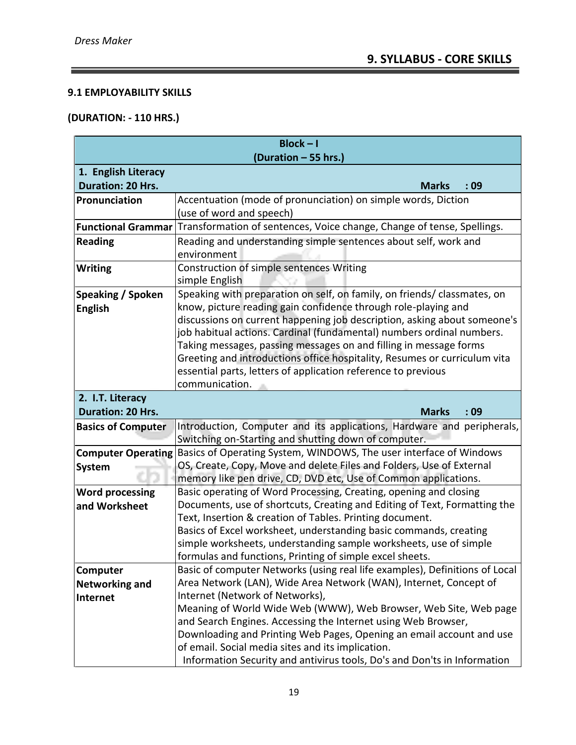## 9. SYLLABUS - CORE SKILLS

### 9.1 EMPLOYABILITY SKILLS

**(DURATION: - 110 HRS.)**

| Block – I (Duration – 55 hrs.) | |
|---|---|
| **1. English Literacy Duration: 20 Hrs.** | **Marks : 09** |
| **Pronunciation** | Accentuation (mode of pronunciation) on simple words, Diction (use of word and speech) |
| **Functional Grammar** | Transformation of sentences, Voice change, Change of tense, Spellings. |
| **Reading** | Reading and understanding simple sentences about self, work and environment |
| **Writing** | Construction of simple sentences Writing simple English |
| **Speaking / Spoken English** | Speaking with preparation on self, on family, on friends/ classmates, on know, picture reading gain confidence through role-playing and discussions on current happening job description, asking about someone's job habitual actions. Cardinal (fundamental) numbers ordinal numbers. Taking messages, passing messages on and filling in message forms Greeting and introductions office hospitality, Resumes or curriculum vita essential parts, letters of application reference to previous communication. |
| **2. I.T. Literacy Duration: 20 Hrs.** | **Marks : 09** |
| **Basics of Computer** | Introduction, Computer and its applications, Hardware and peripherals, Switching on-Starting and shutting down of computer. |
| **Computer Operating System** | Basics of Operating System, WINDOWS, The user interface of Windows OS, Create, Copy, Move and delete Files and Folders, Use of External memory like pen drive, CD, DVD etc, Use of Common applications. |
| **Word processing and Worksheet** | Basic operating of Word Processing, Creating, opening and closing Documents, use of shortcuts, Creating and Editing of Text, Formatting the Text, Insertion & creation of Tables. Printing document. Basics of Excel worksheet, understanding basic commands, creating simple worksheets, understanding sample worksheets, use of simple formulas and functions, Printing of simple excel sheets. |
| **Computer Networking and Internet** | Basic of computer Networks (using real life examples), Definitions of Local Area Network (LAN), Wide Area Network (WAN), Internet, Concept of Internet (Network of Networks), Meaning of World Wide Web (WWW), Web Browser, Web Site, Web page and Search Engines. Accessing the Internet using Web Browser, Downloading and Printing Web Pages, Opening an email account and use of email. Social media sites and its implication. Information Security and antivirus tools, Do's and Don'ts in Information |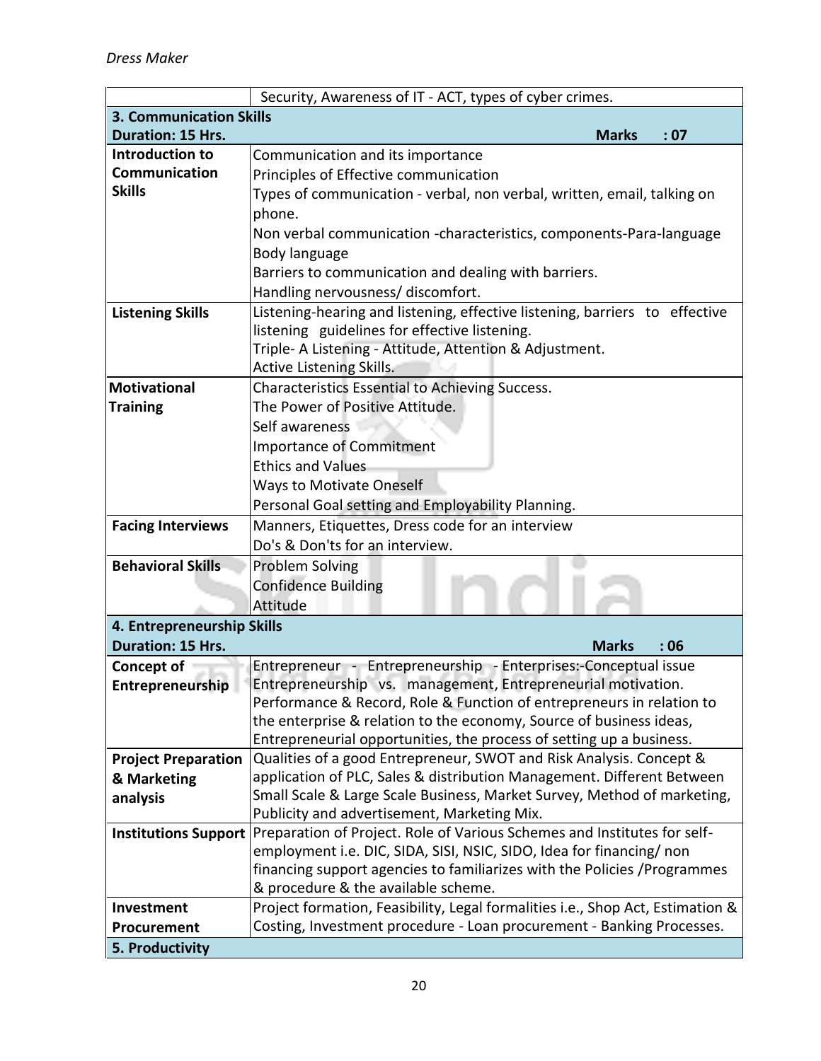| | Security, Awareness of IT - ACT, types of cyber crimes. |
|---|---|
| **3. Communication Skills**<br>**Duration: 15 Hrs.** | **Marks : 07** |
| **Introduction to Communication Skills** | Communication and its importance<br>Principles of Effective communication<br>Types of communication - verbal, non verbal, written, email, talking on phone.<br>Non verbal communication -characteristics, components-Para-language<br>Body language<br>Barriers to communication and dealing with barriers.<br>Handling nervousness/ discomfort. |
| **Listening Skills** | Listening-hearing and listening, effective listening, barriers to effective listening guidelines for effective listening.<br>Triple- A Listening - Attitude, Attention & Adjustment.<br>Active Listening Skills. |
| **Motivational Training** | Characteristics Essential to Achieving Success.<br>The Power of Positive Attitude.<br>Self awareness<br>Importance of Commitment<br>Ethics and Values<br>Ways to Motivate Oneself<br>Personal Goal setting and Employability Planning. |
| **Facing Interviews** | Manners, Etiquettes, Dress code for an interview<br>Do's & Don'ts for an interview. |
| **Behavioral Skills** | Problem Solving<br>Confidence Building<br>Attitude |
| **4. Entrepreneurship Skills**<br>**Duration: 15 Hrs.** | **Marks : 06** |
| **Concept of Entrepreneurship** | Entrepreneur - Entrepreneurship - Enterprises:-Conceptual issue Entrepreneurship vs. management, Entrepreneurial motivation. Performance & Record, Role & Function of entrepreneurs in relation to the enterprise & relation to the economy, Source of business ideas, Entrepreneurial opportunities, the process of setting up a business. |
| **Project Preparation & Marketing analysis** | Qualities of a good Entrepreneur, SWOT and Risk Analysis. Concept & application of PLC, Sales & distribution Management. Different Between Small Scale & Large Scale Business, Market Survey, Method of marketing, Publicity and advertisement, Marketing Mix. |
| **Institutions Support** | Preparation of Project. Role of Various Schemes and Institutes for self-employment i.e. DIC, SIDA, SISI, NSIC, SIDO, Idea for financing/ non financing support agencies to familiarizes with the Policies /Programmes & procedure & the available scheme. |
| **Investment Procurement** | Project formation, Feasibility, Legal formalities i.e., Shop Act, Estimation & Costing, Investment procedure - Loan procurement - Banking Processes. |
| **5. Productivity** | |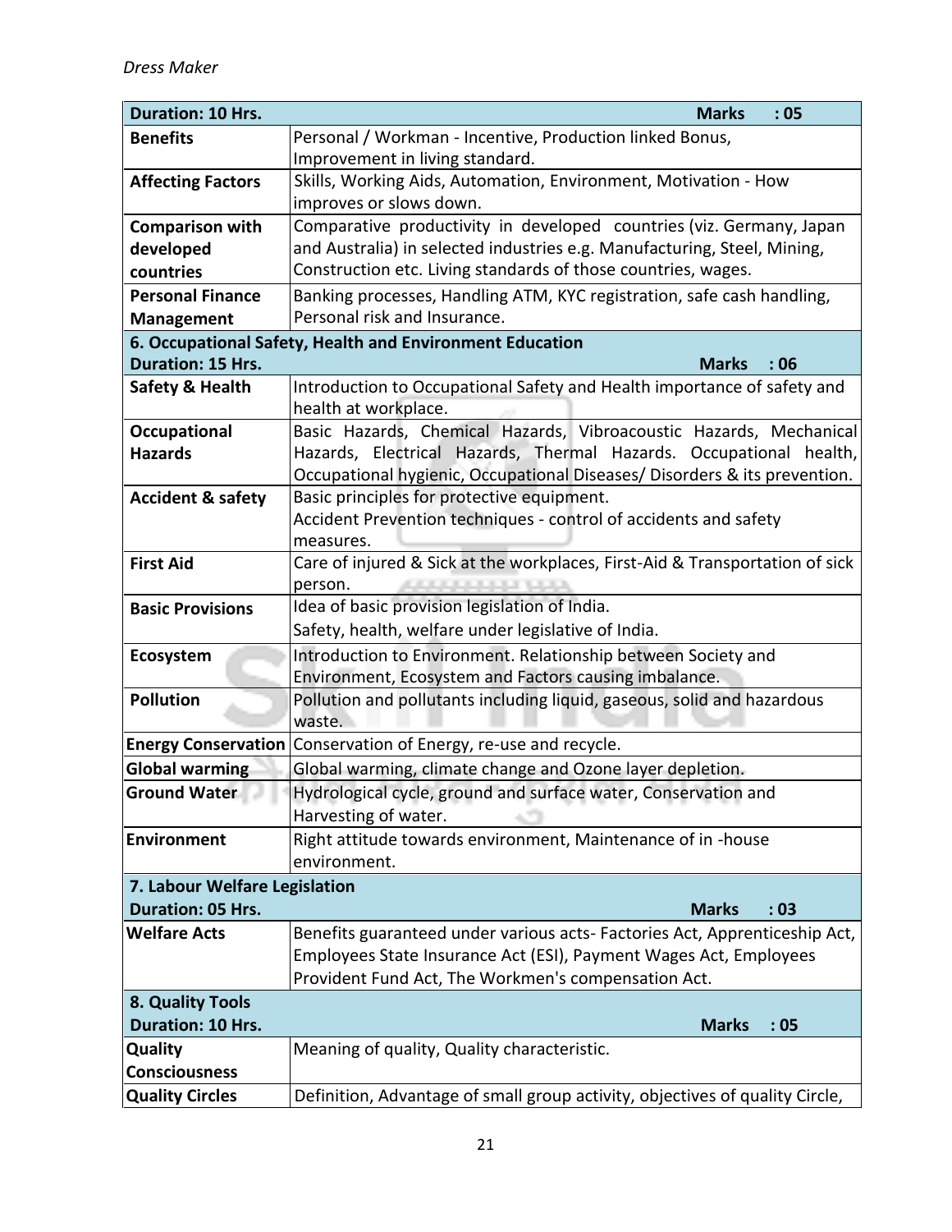| Duration: 10 Hrs. | Marks : 05 |
|---|---|
| **Benefits** | Personal / Workman - Incentive, Production linked Bonus, Improvement in living standard. |
| **Affecting Factors** | Skills, Working Aids, Automation, Environment, Motivation - How improves or slows down. |
| **Comparison with developed countries** | Comparative productivity in developed countries (viz. Germany, Japan and Australia) in selected industries e.g. Manufacturing, Steel, Mining, Construction etc. Living standards of those countries, wages. |
| **Personal Finance Management** | Banking processes, Handling ATM, KYC registration, safe cash handling, Personal risk and Insurance. |
| **6. Occupational Safety, Health and Environment Education**<br>**Duration: 15 Hrs.** | **Marks : 06** |
| **Safety & Health** | Introduction to Occupational Safety and Health importance of safety and health at workplace. |
| **Occupational Hazards** | Basic Hazards, Chemical Hazards, Vibroacoustic Hazards, Mechanical Hazards, Electrical Hazards, Thermal Hazards. Occupational health, Occupational hygienic, Occupational Diseases/ Disorders & its prevention. |
| **Accident & safety** | Basic principles for protective equipment.<br>Accident Prevention techniques - control of accidents and safety measures. |
| **First Aid** | Care of injured & Sick at the workplaces, First-Aid & Transportation of sick person. |
| **Basic Provisions** | Idea of basic provision legislation of India.<br>Safety, health, welfare under legislative of India. |
| **Ecosystem** | Introduction to Environment. Relationship between Society and Environment, Ecosystem and Factors causing imbalance. |
| **Pollution** | Pollution and pollutants including liquid, gaseous, solid and hazardous waste. |
| **Energy Conservation** | Conservation of Energy, re-use and recycle. |
| **Global warming** | Global warming, climate change and Ozone layer depletion. |
| **Ground Water** | Hydrological cycle, ground and surface water, Conservation and Harvesting of water. |
| **Environment** | Right attitude towards environment, Maintenance of in -house environment. |
| **7. Labour Welfare Legislation**<br>**Duration: 05 Hrs.** | **Marks : 03** |
| **Welfare Acts** | Benefits guaranteed under various acts- Factories Act, Apprenticeship Act, Employees State Insurance Act (ESI), Payment Wages Act, Employees Provident Fund Act, The Workmen's compensation Act. |
| **8. Quality Tools**<br>**Duration: 10 Hrs.** | **Marks : 05** |
| **Quality Consciousness** | Meaning of quality, Quality characteristic. |
| **Quality Circles** | Definition, Advantage of small group activity, objectives of quality Circle, |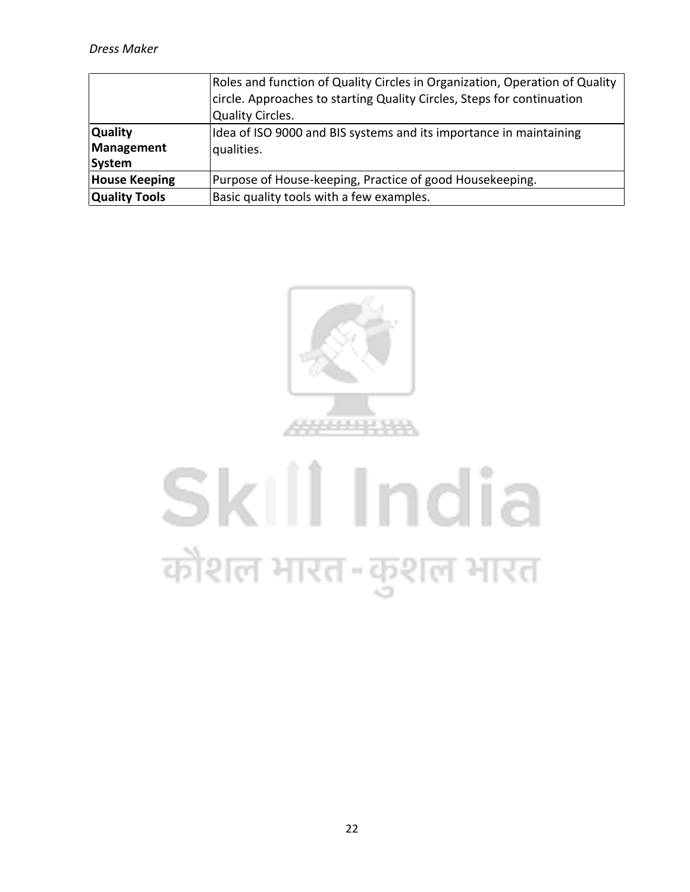|  |  |
|---|---|
|  | Roles and function of Quality Circles in Organization, Operation of Quality circle. Approaches to starting Quality Circles, Steps for continuation Quality Circles. |
| **Quality Management System** | Idea of ISO 9000 and BIS systems and its importance in maintaining qualities. |
| **House Keeping** | Purpose of House-keeping, Practice of good Housekeeping. |
| **Quality Tools** | Basic quality tools with a few examples. |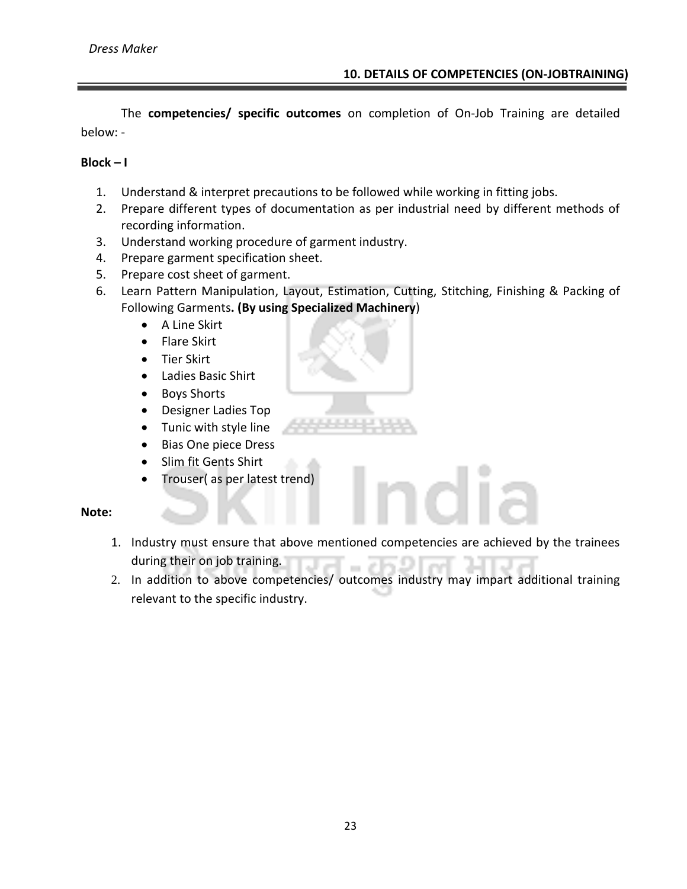## 10. DETAILS OF COMPETENCIES (ON-JOBTRAINING)

The **competencies/ specific outcomes** on completion of On-Job Training are detailed below: -

**Block – I**

1. Understand & interpret precautions to be followed while working in fitting jobs.
2. Prepare different types of documentation as per industrial need by different methods of recording information.
3. Understand working procedure of garment industry.
4. Prepare garment specification sheet.
5. Prepare cost sheet of garment.
6. Learn Pattern Manipulation, Layout, Estimation, Cutting, Stitching, Finishing & Packing of Following Garments**. (By using Specialized Machinery**)
   - A Line Skirt
   - Flare Skirt
   - Tier Skirt
   - Ladies Basic Shirt
   - Boys Shorts
   - Designer Ladies Top
   - Tunic with style line
   - Bias One piece Dress
   - Slim fit Gents Shirt
   - Trouser( as per latest trend)

**Note:**

1. Industry must ensure that above mentioned competencies are achieved by the trainees during their on job training.
2. In addition to above competencies/ outcomes industry may impart additional training relevant to the specific industry.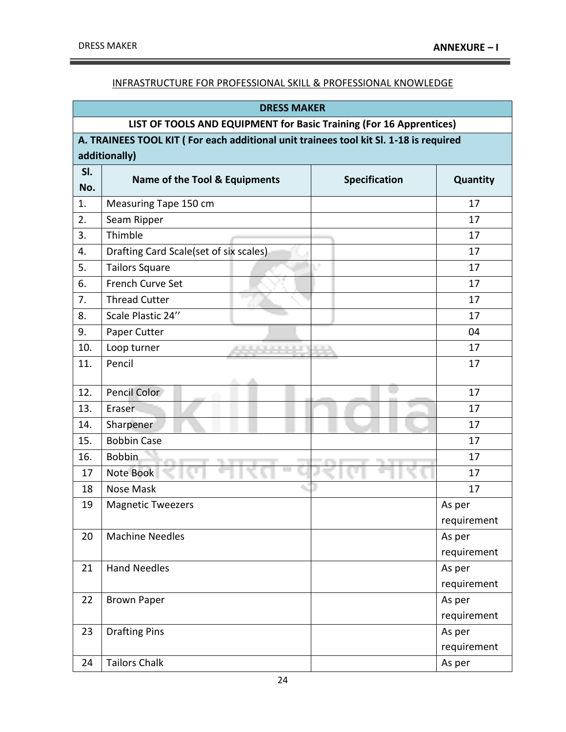## INFRASTRUCTURE FOR PROFESSIONAL SKILL & PROFESSIONAL KNOWLEDGE

| DRESS MAKER | | | |
|---|---|---|---|
| **LIST OF TOOLS AND EQUIPMENT for Basic Training (For 16 Apprentices)** | | | |
| **A. TRAINEES TOOL KIT ( For each additional unit trainees tool kit Sl. 1-18 is required additionally)** | | | |
| **Sl. No.** | **Name of the Tool & Equipments** | **Specification** | **Quantity** |
| 1. | Measuring Tape 150 cm | | 17 |
| 2. | Seam Ripper | | 17 |
| 3. | Thimble | | 17 |
| 4. | Drafting Card Scale(set of six scales) | | 17 |
| 5. | Tailors Square | | 17 |
| 6. | French Curve Set | | 17 |
| 7. | Thread Cutter | | 17 |
| 8. | Scale Plastic 24’’ | | 17 |
| 9. | Paper Cutter | | 04 |
| 10. | Loop turner | | 17 |
| 11. | Pencil | | 17 |
| 12. | Pencil Color | | 17 |
| 13. | Eraser | | 17 |
| 14. | Sharpener | | 17 |
| 15. | Bobbin Case | | 17 |
| 16. | Bobbin | | 17 |
| 17 | Note Book | | 17 |
| 18 | Nose Mask | | 17 |
| 19 | Magnetic Tweezers | | As per requirement |
| 20 | Machine Needles | | As per requirement |
| 21 | Hand Needles | | As per requirement |
| 22 | Brown Paper | | As per requirement |
| 23 | Drafting Pins | | As per requirement |
| 24 | Tailors Chalk | | As per |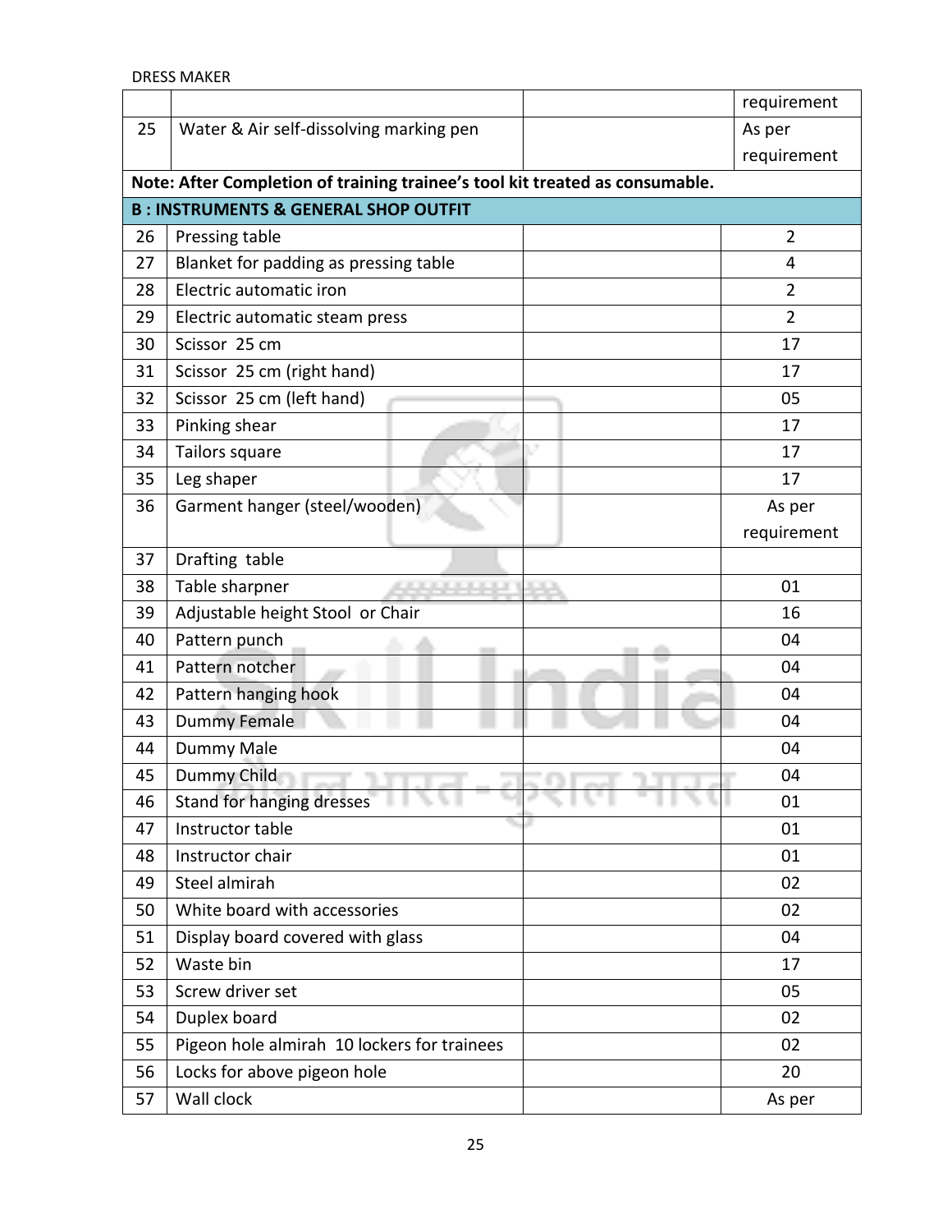| | | | requirement |
|---|---|---|---|
| 25 | Water & Air self-dissolving marking pen | | As per requirement |
| **Note: After Completion of training trainee's tool kit treated as consumable.** | | | |
| **B : INSTRUMENTS & GENERAL SHOP OUTFIT** | | | |
| 26 | Pressing table | | 2 |
| 27 | Blanket for padding as pressing table | | 4 |
| 28 | Electric automatic iron | | 2 |
| 29 | Electric automatic steam press | | 2 |
| 30 | Scissor 25 cm | | 17 |
| 31 | Scissor 25 cm (right hand) | | 17 |
| 32 | Scissor 25 cm (left hand) | | 05 |
| 33 | Pinking shear | | 17 |
| 34 | Tailors square | | 17 |
| 35 | Leg shaper | | 17 |
| 36 | Garment hanger (steel/wooden) | | As per requirement |
| 37 | Drafting table | | |
| 38 | Table sharpner | | 01 |
| 39 | Adjustable height Stool or Chair | | 16 |
| 40 | Pattern punch | | 04 |
| 41 | Pattern notcher | | 04 |
| 42 | Pattern hanging hook | | 04 |
| 43 | Dummy Female | | 04 |
| 44 | Dummy Male | | 04 |
| 45 | Dummy Child | | 04 |
| 46 | Stand for hanging dresses | | 01 |
| 47 | Instructor table | | 01 |
| 48 | Instructor chair | | 01 |
| 49 | Steel almirah | | 02 |
| 50 | White board with accessories | | 02 |
| 51 | Display board covered with glass | | 04 |
| 52 | Waste bin | | 17 |
| 53 | Screw driver set | | 05 |
| 54 | Duplex board | | 02 |
| 55 | Pigeon hole almirah 10 lockers for trainees | | 02 |
| 56 | Locks for above pigeon hole | | 20 |
| 57 | Wall clock | | As per |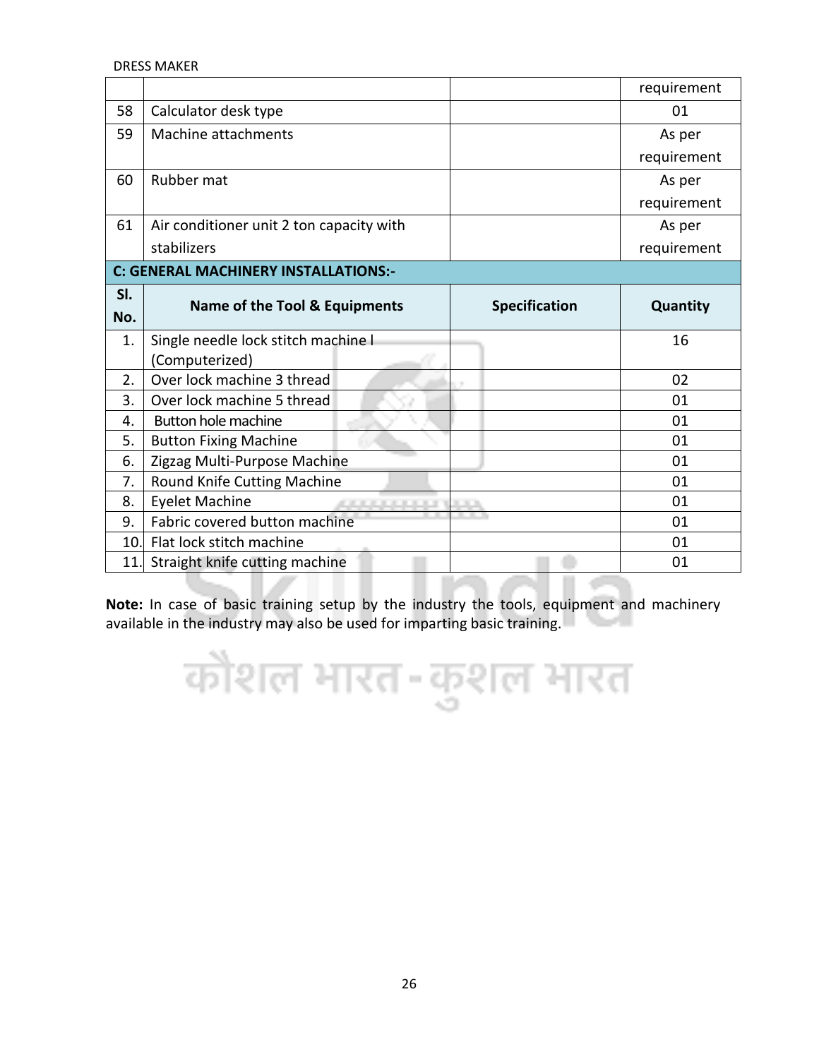| | | | requirement |
|---|---|---|---|
| 58 | Calculator desk type | | 01 |
| 59 | Machine attachments | | As per requirement |
| 60 | Rubber mat | | As per requirement |
| 61 | Air conditioner unit 2 ton capacity with stabilizers | | As per requirement |

**C: GENERAL MACHINERY INSTALLATIONS:-**

| Sl. No. | Name of the Tool & Equipments | Specification | Quantity |
|---|---|---|---|
| 1. | Single needle lock stitch machine l (Computerized) | | 16 |
| 2. | Over lock machine 3 thread | | 02 |
| 3. | Over lock machine 5 thread | | 01 |
| 4. | Button hole machine | | 01 |
| 5. | Button Fixing Machine | | 01 |
| 6. | Zigzag Multi-Purpose Machine | | 01 |
| 7. | Round Knife Cutting Machine | | 01 |
| 8. | Eyelet Machine | | 01 |
| 9. | Fabric covered button machine | | 01 |
| 10. | Flat lock stitch machine | | 01 |
| 11. | Straight knife cutting machine | | 01 |

**Note:** In case of basic training setup by the industry the tools, equipment and machinery available in the industry may also be used for imparting basic training.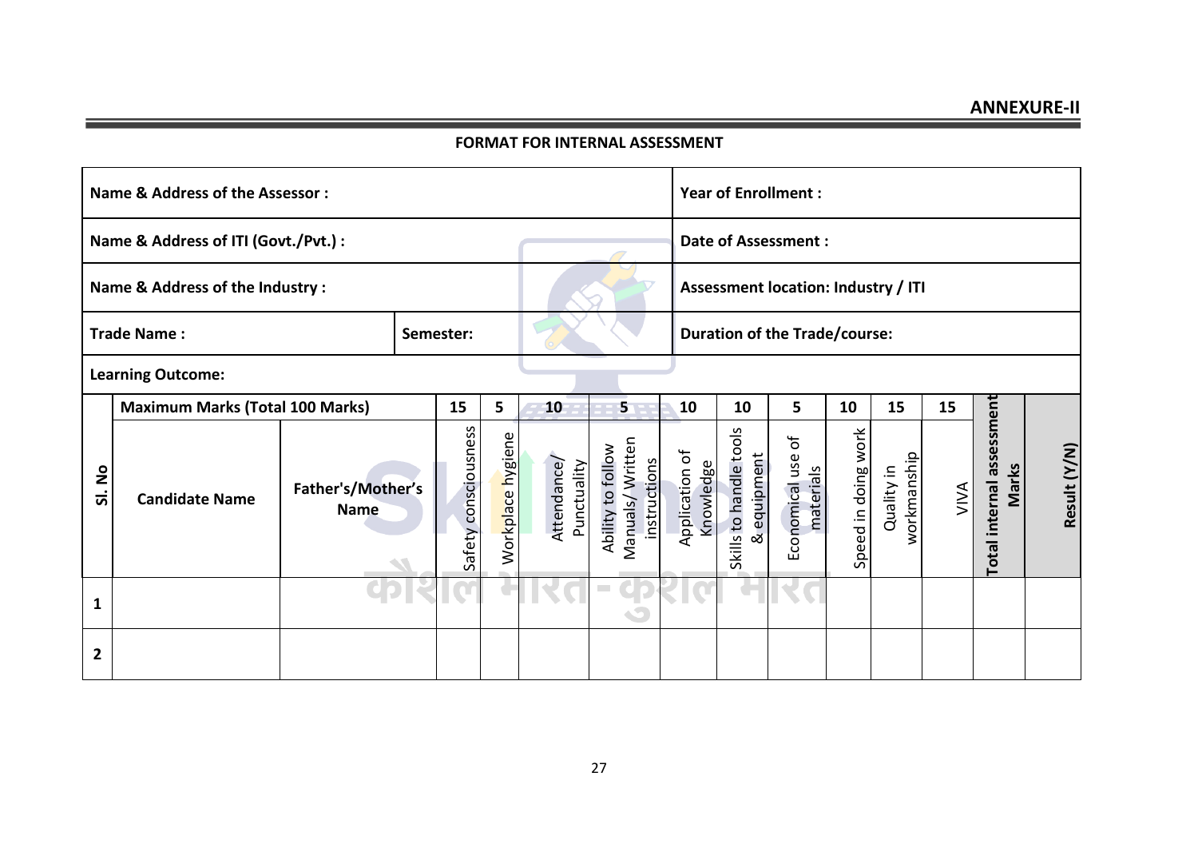**ANNEXURE-II**

**FORMAT FOR INTERNAL ASSESSMENT**

| | |
|---|---|
| **Name & Address of the Assessor :** | **Year of Enrollment :** |
| **Name & Address of ITI (Govt./Pvt.) :** | **Date of Assessment :** |
| **Name & Address of the Industry :** | **Assessment location: Industry / ITI** |
| **Trade Name :** &nbsp;&nbsp;&nbsp;&nbsp; **Semester:** | **Duration of the Trade/course:** |
| **Learning Outcome:** | |

| **Sl. No** | **Maximum Marks (Total 100 Marks)** | | 15 | 5 | 10 | 5 | 10 | 10 | 5 | 10 | 15 | 15 | **Total internal assessment Marks** | **Result (Y/N)** |
|---|---|---|---|---|---|---|---|---|---|---|---|---|---|---|
| | **Candidate Name** | **Father's/Mother's Name** | Safety consciousness | Workplace hygiene | Attendance/ Punctuality | Ability to follow Manuals/ Written instructions | Application of Knowledge | Skills to handle tools & equipment | Economical use of materials | Speed in doing work | Quality in workmanship | VIVA | | |
| **1** | | | | | | | | | | | | | | |
| **2** | | | | | | | | | | | | | | |